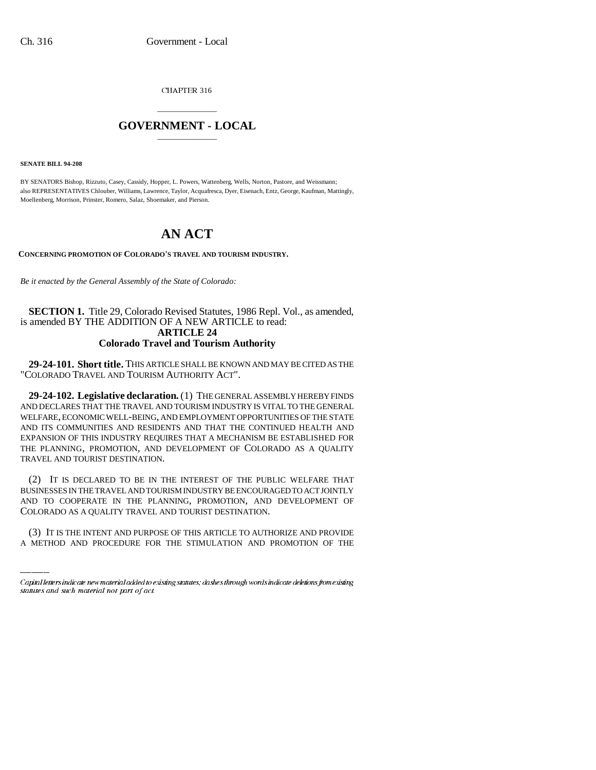CHAPTER 316

# GOVERNMENT - LOCAL

**SENATE BILL 94-208**

BY SENATORS Bishop, Rizzuto, Casey, Cassidy, Hopper, L. Powers, Wattenberg, Wells, Norton, Pastore, and Weissmann; also REPRESENTATIVES Chlouber, Williams, Lawrence, Taylor, Acquafresca, Dyer, Eisenach, Entz, George, Kaufman, Mattingly, Moellenberg, Morrison, Prinster, Romero, Salaz, Shoemaker, and Pierson.

# AN ACT

**CONCERNING PROMOTION OF COLORADO'S TRAVEL AND TOURISM INDUSTRY.**

*Be it enacted by the General Assembly of the State of Colorado:*

**SECTION 1.** Title 29, Colorado Revised Statutes, 1986 Repl. Vol., as amended, is amended BY THE ADDITION OF A NEW ARTICLE to read:

## ARTICLE 24
## Colorado Travel and Tourism Authority

**29-24-101. Short title.** THIS ARTICLE SHALL BE KNOWN AND MAY BE CITED AS THE "COLORADO TRAVEL AND TOURISM AUTHORITY ACT".

**29-24-102. Legislative declaration.** (1) THE GENERAL ASSEMBLY HEREBY FINDS AND DECLARES THAT THE TRAVEL AND TOURISM INDUSTRY IS VITAL TO THE GENERAL WELFARE, ECONOMIC WELL-BEING, AND EMPLOYMENT OPPORTUNITIES OF THE STATE AND ITS COMMUNITIES AND RESIDENTS AND THAT THE CONTINUED HEALTH AND EXPANSION OF THIS INDUSTRY REQUIRES THAT A MECHANISM BE ESTABLISHED FOR THE PLANNING, PROMOTION, AND DEVELOPMENT OF COLORADO AS A QUALITY TRAVEL AND TOURIST DESTINATION.

(2) IT IS DECLARED TO BE IN THE INTEREST OF THE PUBLIC WELFARE THAT BUSINESSES IN THE TRAVEL AND TOURISM INDUSTRY BE ENCOURAGED TO ACT JOINTLY AND TO COOPERATE IN THE PLANNING, PROMOTION, AND DEVELOPMENT OF COLORADO AS A QUALITY TRAVEL AND TOURIST DESTINATION.

(3) IT IS THE INTENT AND PURPOSE OF THIS ARTICLE TO AUTHORIZE AND PROVIDE A METHOD AND PROCEDURE FOR THE STIMULATION AND PROMOTION OF THE

Capital letters indicate new material added to existing statutes; dashes through words indicate deletions from existing statutes and such material not part of act.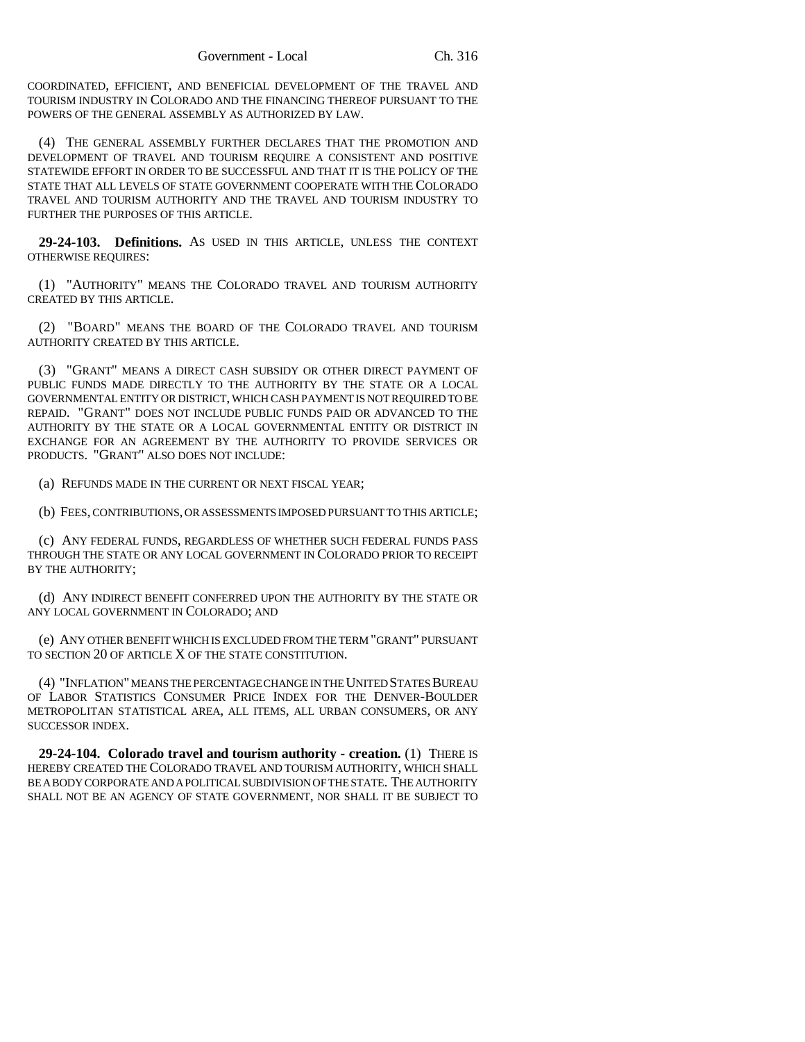COORDINATED, EFFICIENT, AND BENEFICIAL DEVELOPMENT OF THE TRAVEL AND TOURISM INDUSTRY IN COLORADO AND THE FINANCING THEREOF PURSUANT TO THE POWERS OF THE GENERAL ASSEMBLY AS AUTHORIZED BY LAW.

(4) THE GENERAL ASSEMBLY FURTHER DECLARES THAT THE PROMOTION AND DEVELOPMENT OF TRAVEL AND TOURISM REQUIRE A CONSISTENT AND POSITIVE STATEWIDE EFFORT IN ORDER TO BE SUCCESSFUL AND THAT IT IS THE POLICY OF THE STATE THAT ALL LEVELS OF STATE GOVERNMENT COOPERATE WITH THE COLORADO TRAVEL AND TOURISM AUTHORITY AND THE TRAVEL AND TOURISM INDUSTRY TO FURTHER THE PURPOSES OF THIS ARTICLE.

**29-24-103. Definitions.** AS USED IN THIS ARTICLE, UNLESS THE CONTEXT OTHERWISE REQUIRES:

(1) "AUTHORITY" MEANS THE COLORADO TRAVEL AND TOURISM AUTHORITY CREATED BY THIS ARTICLE.

(2) "BOARD" MEANS THE BOARD OF THE COLORADO TRAVEL AND TOURISM AUTHORITY CREATED BY THIS ARTICLE.

(3) "GRANT" MEANS A DIRECT CASH SUBSIDY OR OTHER DIRECT PAYMENT OF PUBLIC FUNDS MADE DIRECTLY TO THE AUTHORITY BY THE STATE OR A LOCAL GOVERNMENTAL ENTITY OR DISTRICT, WHICH CASH PAYMENT IS NOT REQUIRED TO BE REPAID. "GRANT" DOES NOT INCLUDE PUBLIC FUNDS PAID OR ADVANCED TO THE AUTHORITY BY THE STATE OR A LOCAL GOVERNMENTAL ENTITY OR DISTRICT IN EXCHANGE FOR AN AGREEMENT BY THE AUTHORITY TO PROVIDE SERVICES OR PRODUCTS. "GRANT" ALSO DOES NOT INCLUDE:

(a) REFUNDS MADE IN THE CURRENT OR NEXT FISCAL YEAR;

(b) FEES, CONTRIBUTIONS, OR ASSESSMENTS IMPOSED PURSUANT TO THIS ARTICLE;

(c) ANY FEDERAL FUNDS, REGARDLESS OF WHETHER SUCH FEDERAL FUNDS PASS THROUGH THE STATE OR ANY LOCAL GOVERNMENT IN COLORADO PRIOR TO RECEIPT BY THE AUTHORITY;

(d) ANY INDIRECT BENEFIT CONFERRED UPON THE AUTHORITY BY THE STATE OR ANY LOCAL GOVERNMENT IN COLORADO; AND

(e) ANY OTHER BENEFIT WHICH IS EXCLUDED FROM THE TERM "GRANT" PURSUANT TO SECTION 20 OF ARTICLE X OF THE STATE CONSTITUTION.

(4) "INFLATION" MEANS THE PERCENTAGE CHANGE IN THE UNITED STATES BUREAU OF LABOR STATISTICS CONSUMER PRICE INDEX FOR THE DENVER-BOULDER METROPOLITAN STATISTICAL AREA, ALL ITEMS, ALL URBAN CONSUMERS, OR ANY SUCCESSOR INDEX.

**29-24-104. Colorado travel and tourism authority - creation.** (1) THERE IS HEREBY CREATED THE COLORADO TRAVEL AND TOURISM AUTHORITY, WHICH SHALL BE A BODY CORPORATE AND A POLITICAL SUBDIVISION OF THE STATE. THE AUTHORITY SHALL NOT BE AN AGENCY OF STATE GOVERNMENT, NOR SHALL IT BE SUBJECT TO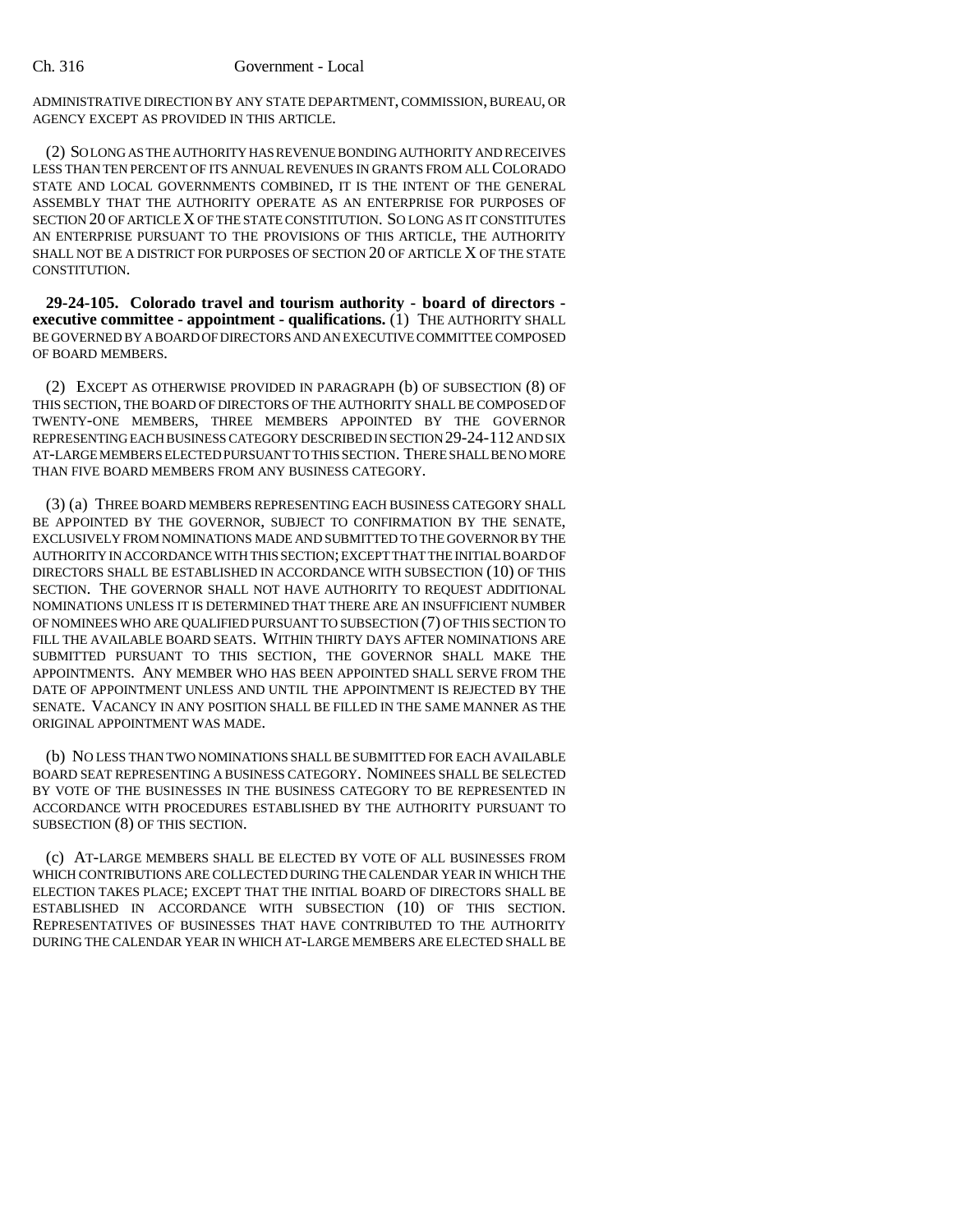ADMINISTRATIVE DIRECTION BY ANY STATE DEPARTMENT, COMMISSION, BUREAU, OR AGENCY EXCEPT AS PROVIDED IN THIS ARTICLE.

(2) SO LONG AS THE AUTHORITY HAS REVENUE BONDING AUTHORITY AND RECEIVES LESS THAN TEN PERCENT OF ITS ANNUAL REVENUES IN GRANTS FROM ALL COLORADO STATE AND LOCAL GOVERNMENTS COMBINED, IT IS THE INTENT OF THE GENERAL ASSEMBLY THAT THE AUTHORITY OPERATE AS AN ENTERPRISE FOR PURPOSES OF SECTION 20 OF ARTICLE X OF THE STATE CONSTITUTION. SO LONG AS IT CONSTITUTES AN ENTERPRISE PURSUANT TO THE PROVISIONS OF THIS ARTICLE, THE AUTHORITY SHALL NOT BE A DISTRICT FOR PURPOSES OF SECTION 20 OF ARTICLE X OF THE STATE CONSTITUTION.

**29-24-105. Colorado travel and tourism authority - board of directors - executive committee - appointment - qualifications.** (1) THE AUTHORITY SHALL BE GOVERNED BY A BOARD OF DIRECTORS AND AN EXECUTIVE COMMITTEE COMPOSED OF BOARD MEMBERS.

(2) EXCEPT AS OTHERWISE PROVIDED IN PARAGRAPH (b) OF SUBSECTION (8) OF THIS SECTION, THE BOARD OF DIRECTORS OF THE AUTHORITY SHALL BE COMPOSED OF TWENTY-ONE MEMBERS, THREE MEMBERS APPOINTED BY THE GOVERNOR REPRESENTING EACH BUSINESS CATEGORY DESCRIBED IN SECTION 29-24-112 AND SIX AT-LARGE MEMBERS ELECTED PURSUANT TO THIS SECTION. THERE SHALL BE NO MORE THAN FIVE BOARD MEMBERS FROM ANY BUSINESS CATEGORY.

(3) (a) THREE BOARD MEMBERS REPRESENTING EACH BUSINESS CATEGORY SHALL BE APPOINTED BY THE GOVERNOR, SUBJECT TO CONFIRMATION BY THE SENATE, EXCLUSIVELY FROM NOMINATIONS MADE AND SUBMITTED TO THE GOVERNOR BY THE AUTHORITY IN ACCORDANCE WITH THIS SECTION; EXCEPT THAT THE INITIAL BOARD OF DIRECTORS SHALL BE ESTABLISHED IN ACCORDANCE WITH SUBSECTION (10) OF THIS SECTION. THE GOVERNOR SHALL NOT HAVE AUTHORITY TO REQUEST ADDITIONAL NOMINATIONS UNLESS IT IS DETERMINED THAT THERE ARE AN INSUFFICIENT NUMBER OF NOMINEES WHO ARE QUALIFIED PURSUANT TO SUBSECTION (7) OF THIS SECTION TO FILL THE AVAILABLE BOARD SEATS. WITHIN THIRTY DAYS AFTER NOMINATIONS ARE SUBMITTED PURSUANT TO THIS SECTION, THE GOVERNOR SHALL MAKE THE APPOINTMENTS. ANY MEMBER WHO HAS BEEN APPOINTED SHALL SERVE FROM THE DATE OF APPOINTMENT UNLESS AND UNTIL THE APPOINTMENT IS REJECTED BY THE SENATE. VACANCY IN ANY POSITION SHALL BE FILLED IN THE SAME MANNER AS THE ORIGINAL APPOINTMENT WAS MADE.

(b) NO LESS THAN TWO NOMINATIONS SHALL BE SUBMITTED FOR EACH AVAILABLE BOARD SEAT REPRESENTING A BUSINESS CATEGORY. NOMINEES SHALL BE SELECTED BY VOTE OF THE BUSINESSES IN THE BUSINESS CATEGORY TO BE REPRESENTED IN ACCORDANCE WITH PROCEDURES ESTABLISHED BY THE AUTHORITY PURSUANT TO SUBSECTION (8) OF THIS SECTION.

(c) AT-LARGE MEMBERS SHALL BE ELECTED BY VOTE OF ALL BUSINESSES FROM WHICH CONTRIBUTIONS ARE COLLECTED DURING THE CALENDAR YEAR IN WHICH THE ELECTION TAKES PLACE; EXCEPT THAT THE INITIAL BOARD OF DIRECTORS SHALL BE ESTABLISHED IN ACCORDANCE WITH SUBSECTION (10) OF THIS SECTION. REPRESENTATIVES OF BUSINESSES THAT HAVE CONTRIBUTED TO THE AUTHORITY DURING THE CALENDAR YEAR IN WHICH AT-LARGE MEMBERS ARE ELECTED SHALL BE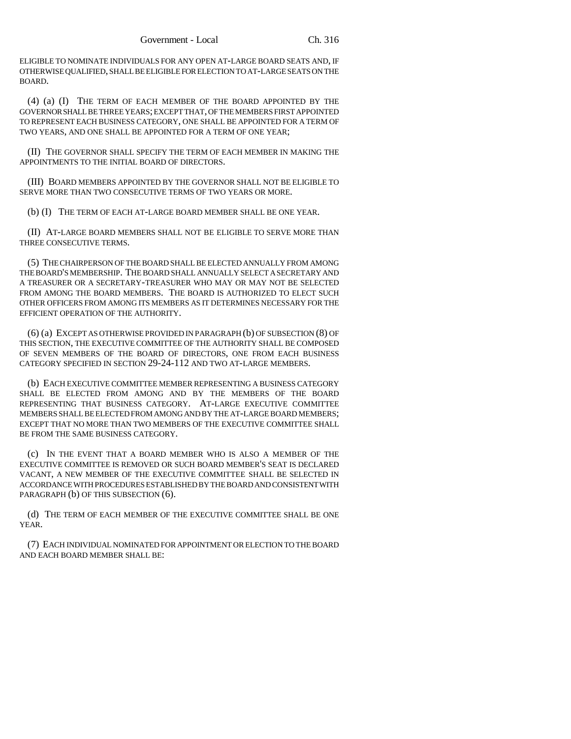ELIGIBLE TO NOMINATE INDIVIDUALS FOR ANY OPEN AT-LARGE BOARD SEATS AND, IF OTHERWISE QUALIFIED, SHALL BE ELIGIBLE FOR ELECTION TO AT-LARGE SEATS ON THE BOARD.

(4) (a) (I) THE TERM OF EACH MEMBER OF THE BOARD APPOINTED BY THE GOVERNOR SHALL BE THREE YEARS; EXCEPT THAT, OF THE MEMBERS FIRST APPOINTED TO REPRESENT EACH BUSINESS CATEGORY, ONE SHALL BE APPOINTED FOR A TERM OF TWO YEARS, AND ONE SHALL BE APPOINTED FOR A TERM OF ONE YEAR;

(II) THE GOVERNOR SHALL SPECIFY THE TERM OF EACH MEMBER IN MAKING THE APPOINTMENTS TO THE INITIAL BOARD OF DIRECTORS.

(III) BOARD MEMBERS APPOINTED BY THE GOVERNOR SHALL NOT BE ELIGIBLE TO SERVE MORE THAN TWO CONSECUTIVE TERMS OF TWO YEARS OR MORE.

(b) (I) THE TERM OF EACH AT-LARGE BOARD MEMBER SHALL BE ONE YEAR.

(II) AT-LARGE BOARD MEMBERS SHALL NOT BE ELIGIBLE TO SERVE MORE THAN THREE CONSECUTIVE TERMS.

(5) THE CHAIRPERSON OF THE BOARD SHALL BE ELECTED ANNUALLY FROM AMONG THE BOARD'S MEMBERSHIP. THE BOARD SHALL ANNUALLY SELECT A SECRETARY AND A TREASURER OR A SECRETARY-TREASURER WHO MAY OR MAY NOT BE SELECTED FROM AMONG THE BOARD MEMBERS. THE BOARD IS AUTHORIZED TO ELECT SUCH OTHER OFFICERS FROM AMONG ITS MEMBERS AS IT DETERMINES NECESSARY FOR THE EFFICIENT OPERATION OF THE AUTHORITY.

(6) (a) EXCEPT AS OTHERWISE PROVIDED IN PARAGRAPH (b) OF SUBSECTION (8) OF THIS SECTION, THE EXECUTIVE COMMITTEE OF THE AUTHORITY SHALL BE COMPOSED OF SEVEN MEMBERS OF THE BOARD OF DIRECTORS, ONE FROM EACH BUSINESS CATEGORY SPECIFIED IN SECTION 29-24-112 AND TWO AT-LARGE MEMBERS.

(b) EACH EXECUTIVE COMMITTEE MEMBER REPRESENTING A BUSINESS CATEGORY SHALL BE ELECTED FROM AMONG AND BY THE MEMBERS OF THE BOARD REPRESENTING THAT BUSINESS CATEGORY. AT-LARGE EXECUTIVE COMMITTEE MEMBERS SHALL BE ELECTED FROM AMONG AND BY THE AT-LARGE BOARD MEMBERS; EXCEPT THAT NO MORE THAN TWO MEMBERS OF THE EXECUTIVE COMMITTEE SHALL BE FROM THE SAME BUSINESS CATEGORY.

(c) IN THE EVENT THAT A BOARD MEMBER WHO IS ALSO A MEMBER OF THE EXECUTIVE COMMITTEE IS REMOVED OR SUCH BOARD MEMBER'S SEAT IS DECLARED VACANT, A NEW MEMBER OF THE EXECUTIVE COMMITTEE SHALL BE SELECTED IN ACCORDANCE WITH PROCEDURES ESTABLISHED BY THE BOARD AND CONSISTENT WITH PARAGRAPH (b) OF THIS SUBSECTION (6).

(d) THE TERM OF EACH MEMBER OF THE EXECUTIVE COMMITTEE SHALL BE ONE YEAR.

(7) EACH INDIVIDUAL NOMINATED FOR APPOINTMENT OR ELECTION TO THE BOARD AND EACH BOARD MEMBER SHALL BE: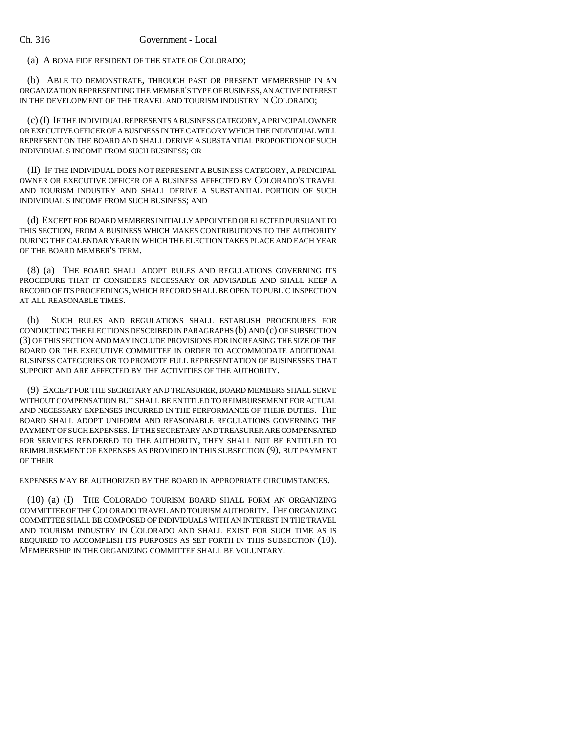(a) A BONA FIDE RESIDENT OF THE STATE OF COLORADO;

(b) ABLE TO DEMONSTRATE, THROUGH PAST OR PRESENT MEMBERSHIP IN AN ORGANIZATION REPRESENTING THE MEMBER'S TYPE OF BUSINESS, AN ACTIVE INTEREST IN THE DEVELOPMENT OF THE TRAVEL AND TOURISM INDUSTRY IN COLORADO;

(c) (I) IF THE INDIVIDUAL REPRESENTS A BUSINESS CATEGORY, A PRINCIPAL OWNER OR EXECUTIVE OFFICER OF A BUSINESS IN THE CATEGORY WHICH THE INDIVIDUAL WILL REPRESENT ON THE BOARD AND SHALL DERIVE A SUBSTANTIAL PROPORTION OF SUCH INDIVIDUAL'S INCOME FROM SUCH BUSINESS; OR

(II) IF THE INDIVIDUAL DOES NOT REPRESENT A BUSINESS CATEGORY, A PRINCIPAL OWNER OR EXECUTIVE OFFICER OF A BUSINESS AFFECTED BY COLORADO'S TRAVEL AND TOURISM INDUSTRY AND SHALL DERIVE A SUBSTANTIAL PORTION OF SUCH INDIVIDUAL'S INCOME FROM SUCH BUSINESS; AND

(d) EXCEPT FOR BOARD MEMBERS INITIALLY APPOINTED OR ELECTED PURSUANT TO THIS SECTION, FROM A BUSINESS WHICH MAKES CONTRIBUTIONS TO THE AUTHORITY DURING THE CALENDAR YEAR IN WHICH THE ELECTION TAKES PLACE AND EACH YEAR OF THE BOARD MEMBER'S TERM.

(8) (a) THE BOARD SHALL ADOPT RULES AND REGULATIONS GOVERNING ITS PROCEDURE THAT IT CONSIDERS NECESSARY OR ADVISABLE AND SHALL KEEP A RECORD OF ITS PROCEEDINGS, WHICH RECORD SHALL BE OPEN TO PUBLIC INSPECTION AT ALL REASONABLE TIMES.

(b) SUCH RULES AND REGULATIONS SHALL ESTABLISH PROCEDURES FOR CONDUCTING THE ELECTIONS DESCRIBED IN PARAGRAPHS (b) AND (c) OF SUBSECTION (3) OF THIS SECTION AND MAY INCLUDE PROVISIONS FOR INCREASING THE SIZE OF THE BOARD OR THE EXECUTIVE COMMITTEE IN ORDER TO ACCOMMODATE ADDITIONAL BUSINESS CATEGORIES OR TO PROMOTE FULL REPRESENTATION OF BUSINESSES THAT SUPPORT AND ARE AFFECTED BY THE ACTIVITIES OF THE AUTHORITY.

(9) EXCEPT FOR THE SECRETARY AND TREASURER, BOARD MEMBERS SHALL SERVE WITHOUT COMPENSATION BUT SHALL BE ENTITLED TO REIMBURSEMENT FOR ACTUAL AND NECESSARY EXPENSES INCURRED IN THE PERFORMANCE OF THEIR DUTIES. THE BOARD SHALL ADOPT UNIFORM AND REASONABLE REGULATIONS GOVERNING THE PAYMENT OF SUCH EXPENSES. IF THE SECRETARY AND TREASURER ARE COMPENSATED FOR SERVICES RENDERED TO THE AUTHORITY, THEY SHALL NOT BE ENTITLED TO REIMBURSEMENT OF EXPENSES AS PROVIDED IN THIS SUBSECTION (9), BUT PAYMENT OF THEIR EXPENSES MAY BE AUTHORIZED BY THE BOARD IN APPROPRIATE CIRCUMSTANCES.

(10) (a) (I) THE COLORADO TOURISM BOARD SHALL FORM AN ORGANIZING COMMITTEE OF THE COLORADO TRAVEL AND TOURISM AUTHORITY. THE ORGANIZING COMMITTEE SHALL BE COMPOSED OF INDIVIDUALS WITH AN INTEREST IN THE TRAVEL AND TOURISM INDUSTRY IN COLORADO AND SHALL EXIST FOR SUCH TIME AS IS REQUIRED TO ACCOMPLISH ITS PURPOSES AS SET FORTH IN THIS SUBSECTION (10). MEMBERSHIP IN THE ORGANIZING COMMITTEE SHALL BE VOLUNTARY.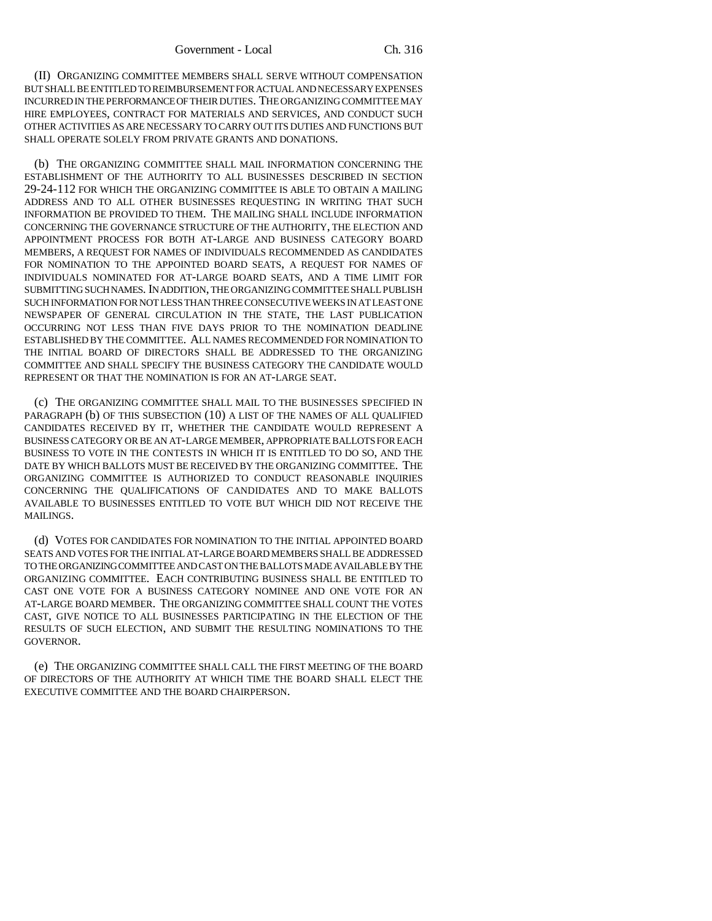(II) ORGANIZING COMMITTEE MEMBERS SHALL SERVE WITHOUT COMPENSATION BUT SHALL BE ENTITLED TO REIMBURSEMENT FOR ACTUAL AND NECESSARY EXPENSES INCURRED IN THE PERFORMANCE OF THEIR DUTIES. THE ORGANIZING COMMITTEE MAY HIRE EMPLOYEES, CONTRACT FOR MATERIALS AND SERVICES, AND CONDUCT SUCH OTHER ACTIVITIES AS ARE NECESSARY TO CARRY OUT ITS DUTIES AND FUNCTIONS BUT SHALL OPERATE SOLELY FROM PRIVATE GRANTS AND DONATIONS.

(b) THE ORGANIZING COMMITTEE SHALL MAIL INFORMATION CONCERNING THE ESTABLISHMENT OF THE AUTHORITY TO ALL BUSINESSES DESCRIBED IN SECTION 29-24-112 FOR WHICH THE ORGANIZING COMMITTEE IS ABLE TO OBTAIN A MAILING ADDRESS AND TO ALL OTHER BUSINESSES REQUESTING IN WRITING THAT SUCH INFORMATION BE PROVIDED TO THEM. THE MAILING SHALL INCLUDE INFORMATION CONCERNING THE GOVERNANCE STRUCTURE OF THE AUTHORITY, THE ELECTION AND APPOINTMENT PROCESS FOR BOTH AT-LARGE AND BUSINESS CATEGORY BOARD MEMBERS, A REQUEST FOR NAMES OF INDIVIDUALS RECOMMENDED AS CANDIDATES FOR NOMINATION TO THE APPOINTED BOARD SEATS, A REQUEST FOR NAMES OF INDIVIDUALS NOMINATED FOR AT-LARGE BOARD SEATS, AND A TIME LIMIT FOR SUBMITTING SUCH NAMES. IN ADDITION, THE ORGANIZING COMMITTEE SHALL PUBLISH SUCH INFORMATION FOR NOT LESS THAN THREE CONSECUTIVE WEEKS IN AT LEAST ONE NEWSPAPER OF GENERAL CIRCULATION IN THE STATE, THE LAST PUBLICATION OCCURRING NOT LESS THAN FIVE DAYS PRIOR TO THE NOMINATION DEADLINE ESTABLISHED BY THE COMMITTEE. ALL NAMES RECOMMENDED FOR NOMINATION TO THE INITIAL BOARD OF DIRECTORS SHALL BE ADDRESSED TO THE ORGANIZING COMMITTEE AND SHALL SPECIFY THE BUSINESS CATEGORY THE CANDIDATE WOULD REPRESENT OR THAT THE NOMINATION IS FOR AN AT-LARGE SEAT.

(c) THE ORGANIZING COMMITTEE SHALL MAIL TO THE BUSINESSES SPECIFIED IN PARAGRAPH (b) OF THIS SUBSECTION (10) A LIST OF THE NAMES OF ALL QUALIFIED CANDIDATES RECEIVED BY IT, WHETHER THE CANDIDATE WOULD REPRESENT A BUSINESS CATEGORY OR BE AN AT-LARGE MEMBER, APPROPRIATE BALLOTS FOR EACH BUSINESS TO VOTE IN THE CONTESTS IN WHICH IT IS ENTITLED TO DO SO, AND THE DATE BY WHICH BALLOTS MUST BE RECEIVED BY THE ORGANIZING COMMITTEE. THE ORGANIZING COMMITTEE IS AUTHORIZED TO CONDUCT REASONABLE INQUIRIES CONCERNING THE QUALIFICATIONS OF CANDIDATES AND TO MAKE BALLOTS AVAILABLE TO BUSINESSES ENTITLED TO VOTE BUT WHICH DID NOT RECEIVE THE MAILINGS.

(d) VOTES FOR CANDIDATES FOR NOMINATION TO THE INITIAL APPOINTED BOARD SEATS AND VOTES FOR THE INITIAL AT-LARGE BOARD MEMBERS SHALL BE ADDRESSED TO THE ORGANIZING COMMITTEE AND CAST ON THE BALLOTS MADE AVAILABLE BY THE ORGANIZING COMMITTEE. EACH CONTRIBUTING BUSINESS SHALL BE ENTITLED TO CAST ONE VOTE FOR A BUSINESS CATEGORY NOMINEE AND ONE VOTE FOR AN AT-LARGE BOARD MEMBER. THE ORGANIZING COMMITTEE SHALL COUNT THE VOTES CAST, GIVE NOTICE TO ALL BUSINESSES PARTICIPATING IN THE ELECTION OF THE RESULTS OF SUCH ELECTION, AND SUBMIT THE RESULTING NOMINATIONS TO THE GOVERNOR.

(e) THE ORGANIZING COMMITTEE SHALL CALL THE FIRST MEETING OF THE BOARD OF DIRECTORS OF THE AUTHORITY AT WHICH TIME THE BOARD SHALL ELECT THE EXECUTIVE COMMITTEE AND THE BOARD CHAIRPERSON.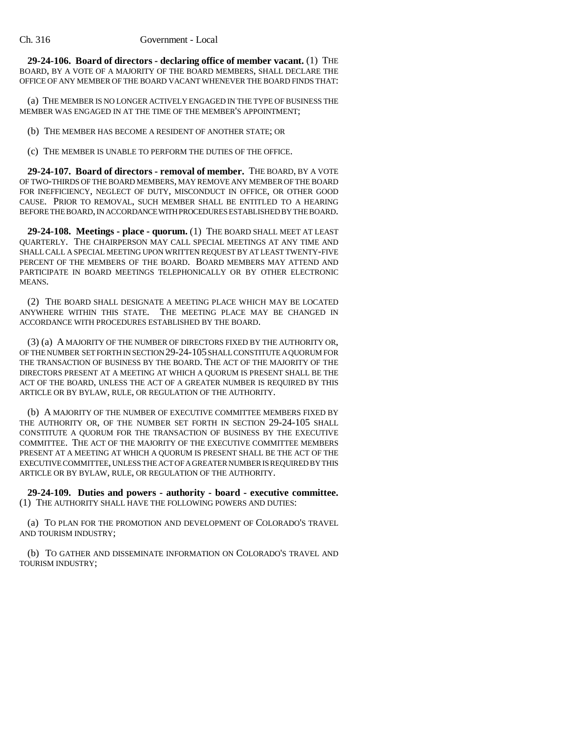**29-24-106. Board of directors - declaring office of member vacant.** (1) THE BOARD, BY A VOTE OF A MAJORITY OF THE BOARD MEMBERS, SHALL DECLARE THE OFFICE OF ANY MEMBER OF THE BOARD VACANT WHENEVER THE BOARD FINDS THAT:

(a) THE MEMBER IS NO LONGER ACTIVELY ENGAGED IN THE TYPE OF BUSINESS THE MEMBER WAS ENGAGED IN AT THE TIME OF THE MEMBER'S APPOINTMENT;

(b) THE MEMBER HAS BECOME A RESIDENT OF ANOTHER STATE; OR

(c) THE MEMBER IS UNABLE TO PERFORM THE DUTIES OF THE OFFICE.

**29-24-107. Board of directors - removal of member.** THE BOARD, BY A VOTE OF TWO-THIRDS OF THE BOARD MEMBERS, MAY REMOVE ANY MEMBER OF THE BOARD FOR INEFFICIENCY, NEGLECT OF DUTY, MISCONDUCT IN OFFICE, OR OTHER GOOD CAUSE. PRIOR TO REMOVAL, SUCH MEMBER SHALL BE ENTITLED TO A HEARING BEFORE THE BOARD, IN ACCORDANCE WITH PROCEDURES ESTABLISHED BY THE BOARD.

**29-24-108. Meetings - place - quorum.** (1) THE BOARD SHALL MEET AT LEAST QUARTERLY. THE CHAIRPERSON MAY CALL SPECIAL MEETINGS AT ANY TIME AND SHALL CALL A SPECIAL MEETING UPON WRITTEN REQUEST BY AT LEAST TWENTY-FIVE PERCENT OF THE MEMBERS OF THE BOARD. BOARD MEMBERS MAY ATTEND AND PARTICIPATE IN BOARD MEETINGS TELEPHONICALLY OR BY OTHER ELECTRONIC MEANS.

(2) THE BOARD SHALL DESIGNATE A MEETING PLACE WHICH MAY BE LOCATED ANYWHERE WITHIN THIS STATE. THE MEETING PLACE MAY BE CHANGED IN ACCORDANCE WITH PROCEDURES ESTABLISHED BY THE BOARD.

(3) (a) A MAJORITY OF THE NUMBER OF DIRECTORS FIXED BY THE AUTHORITY OR, OF THE NUMBER SET FORTH IN SECTION 29-24-105 SHALL CONSTITUTE A QUORUM FOR THE TRANSACTION OF BUSINESS BY THE BOARD. THE ACT OF THE MAJORITY OF THE DIRECTORS PRESENT AT A MEETING AT WHICH A QUORUM IS PRESENT SHALL BE THE ACT OF THE BOARD, UNLESS THE ACT OF A GREATER NUMBER IS REQUIRED BY THIS ARTICLE OR BY BYLAW, RULE, OR REGULATION OF THE AUTHORITY.

(b) A MAJORITY OF THE NUMBER OF EXECUTIVE COMMITTEE MEMBERS FIXED BY THE AUTHORITY OR, OF THE NUMBER SET FORTH IN SECTION 29-24-105 SHALL CONSTITUTE A QUORUM FOR THE TRANSACTION OF BUSINESS BY THE EXECUTIVE COMMITTEE. THE ACT OF THE MAJORITY OF THE EXECUTIVE COMMITTEE MEMBERS PRESENT AT A MEETING AT WHICH A QUORUM IS PRESENT SHALL BE THE ACT OF THE EXECUTIVE COMMITTEE, UNLESS THE ACT OF A GREATER NUMBER IS REQUIRED BY THIS ARTICLE OR BY BYLAW, RULE, OR REGULATION OF THE AUTHORITY.

**29-24-109. Duties and powers - authority - board - executive committee.** (1) THE AUTHORITY SHALL HAVE THE FOLLOWING POWERS AND DUTIES:

(a) TO PLAN FOR THE PROMOTION AND DEVELOPMENT OF COLORADO'S TRAVEL AND TOURISM INDUSTRY;

(b) TO GATHER AND DISSEMINATE INFORMATION ON COLORADO'S TRAVEL AND TOURISM INDUSTRY;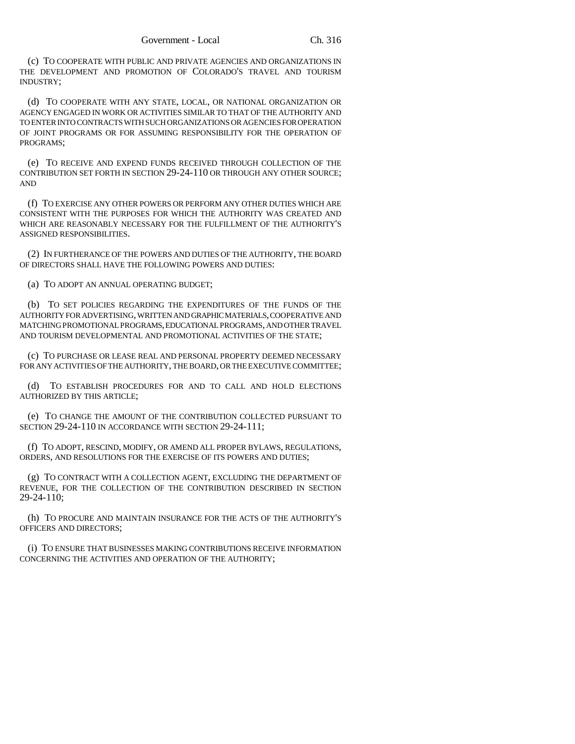(c) TO COOPERATE WITH PUBLIC AND PRIVATE AGENCIES AND ORGANIZATIONS IN THE DEVELOPMENT AND PROMOTION OF COLORADO'S TRAVEL AND TOURISM INDUSTRY;

(d) TO COOPERATE WITH ANY STATE, LOCAL, OR NATIONAL ORGANIZATION OR AGENCY ENGAGED IN WORK OR ACTIVITIES SIMILAR TO THAT OF THE AUTHORITY AND TO ENTER INTO CONTRACTS WITH SUCH ORGANIZATIONS OR AGENCIES FOR OPERATION OF JOINT PROGRAMS OR FOR ASSUMING RESPONSIBILITY FOR THE OPERATION OF PROGRAMS;

(e) TO RECEIVE AND EXPEND FUNDS RECEIVED THROUGH COLLECTION OF THE CONTRIBUTION SET FORTH IN SECTION 29-24-110 OR THROUGH ANY OTHER SOURCE; AND

(f) TO EXERCISE ANY OTHER POWERS OR PERFORM ANY OTHER DUTIES WHICH ARE CONSISTENT WITH THE PURPOSES FOR WHICH THE AUTHORITY WAS CREATED AND WHICH ARE REASONABLY NECESSARY FOR THE FULFILLMENT OF THE AUTHORITY'S ASSIGNED RESPONSIBILITIES.

(2) IN FURTHERANCE OF THE POWERS AND DUTIES OF THE AUTHORITY, THE BOARD OF DIRECTORS SHALL HAVE THE FOLLOWING POWERS AND DUTIES:

(a) TO ADOPT AN ANNUAL OPERATING BUDGET;

(b) TO SET POLICIES REGARDING THE EXPENDITURES OF THE FUNDS OF THE AUTHORITY FOR ADVERTISING, WRITTEN AND GRAPHIC MATERIALS, COOPERATIVE AND MATCHING PROMOTIONAL PROGRAMS, EDUCATIONAL PROGRAMS, AND OTHER TRAVEL AND TOURISM DEVELOPMENTAL AND PROMOTIONAL ACTIVITIES OF THE STATE;

(c) TO PURCHASE OR LEASE REAL AND PERSONAL PROPERTY DEEMED NECESSARY FOR ANY ACTIVITIES OF THE AUTHORITY, THE BOARD, OR THE EXECUTIVE COMMITTEE;

(d) TO ESTABLISH PROCEDURES FOR AND TO CALL AND HOLD ELECTIONS AUTHORIZED BY THIS ARTICLE;

(e) TO CHANGE THE AMOUNT OF THE CONTRIBUTION COLLECTED PURSUANT TO SECTION 29-24-110 IN ACCORDANCE WITH SECTION 29-24-111;

(f) TO ADOPT, RESCIND, MODIFY, OR AMEND ALL PROPER BYLAWS, REGULATIONS, ORDERS, AND RESOLUTIONS FOR THE EXERCISE OF ITS POWERS AND DUTIES;

(g) TO CONTRACT WITH A COLLECTION AGENT, EXCLUDING THE DEPARTMENT OF REVENUE, FOR THE COLLECTION OF THE CONTRIBUTION DESCRIBED IN SECTION 29-24-110;

(h) TO PROCURE AND MAINTAIN INSURANCE FOR THE ACTS OF THE AUTHORITY'S OFFICERS AND DIRECTORS;

(i) TO ENSURE THAT BUSINESSES MAKING CONTRIBUTIONS RECEIVE INFORMATION CONCERNING THE ACTIVITIES AND OPERATION OF THE AUTHORITY;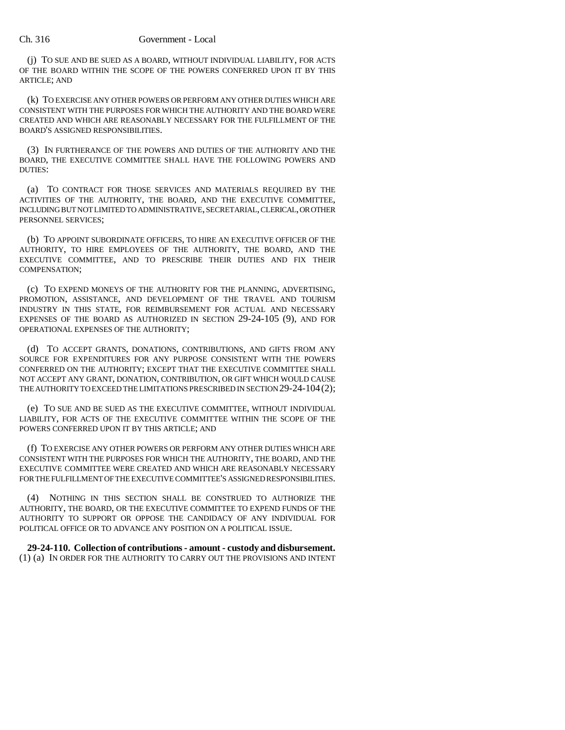(j) TO SUE AND BE SUED AS A BOARD, WITHOUT INDIVIDUAL LIABILITY, FOR ACTS OF THE BOARD WITHIN THE SCOPE OF THE POWERS CONFERRED UPON IT BY THIS ARTICLE; AND

(k) TO EXERCISE ANY OTHER POWERS OR PERFORM ANY OTHER DUTIES WHICH ARE CONSISTENT WITH THE PURPOSES FOR WHICH THE AUTHORITY AND THE BOARD WERE CREATED AND WHICH ARE REASONABLY NECESSARY FOR THE FULFILLMENT OF THE BOARD'S ASSIGNED RESPONSIBILITIES.

(3) IN FURTHERANCE OF THE POWERS AND DUTIES OF THE AUTHORITY AND THE BOARD, THE EXECUTIVE COMMITTEE SHALL HAVE THE FOLLOWING POWERS AND DUTIES:

(a) TO CONTRACT FOR THOSE SERVICES AND MATERIALS REQUIRED BY THE ACTIVITIES OF THE AUTHORITY, THE BOARD, AND THE EXECUTIVE COMMITTEE, INCLUDING BUT NOT LIMITED TO ADMINISTRATIVE, SECRETARIAL, CLERICAL, OR OTHER PERSONNEL SERVICES;

(b) TO APPOINT SUBORDINATE OFFICERS, TO HIRE AN EXECUTIVE OFFICER OF THE AUTHORITY, TO HIRE EMPLOYEES OF THE AUTHORITY, THE BOARD, AND THE EXECUTIVE COMMITTEE, AND TO PRESCRIBE THEIR DUTIES AND FIX THEIR COMPENSATION;

(c) TO EXPEND MONEYS OF THE AUTHORITY FOR THE PLANNING, ADVERTISING, PROMOTION, ASSISTANCE, AND DEVELOPMENT OF THE TRAVEL AND TOURISM INDUSTRY IN THIS STATE, FOR REIMBURSEMENT FOR ACTUAL AND NECESSARY EXPENSES OF THE BOARD AS AUTHORIZED IN SECTION 29-24-105 (9), AND FOR OPERATIONAL EXPENSES OF THE AUTHORITY;

(d) TO ACCEPT GRANTS, DONATIONS, CONTRIBUTIONS, AND GIFTS FROM ANY SOURCE FOR EXPENDITURES FOR ANY PURPOSE CONSISTENT WITH THE POWERS CONFERRED ON THE AUTHORITY; EXCEPT THAT THE EXECUTIVE COMMITTEE SHALL NOT ACCEPT ANY GRANT, DONATION, CONTRIBUTION, OR GIFT WHICH WOULD CAUSE THE AUTHORITY TO EXCEED THE LIMITATIONS PRESCRIBED IN SECTION 29-24-104 (2);

(e) TO SUE AND BE SUED AS THE EXECUTIVE COMMITTEE, WITHOUT INDIVIDUAL LIABILITY, FOR ACTS OF THE EXECUTIVE COMMITTEE WITHIN THE SCOPE OF THE POWERS CONFERRED UPON IT BY THIS ARTICLE; AND

(f) TO EXERCISE ANY OTHER POWERS OR PERFORM ANY OTHER DUTIES WHICH ARE CONSISTENT WITH THE PURPOSES FOR WHICH THE AUTHORITY, THE BOARD, AND THE EXECUTIVE COMMITTEE WERE CREATED AND WHICH ARE REASONABLY NECESSARY FOR THE FULFILLMENT OF THE EXECUTIVE COMMITTEE'S ASSIGNED RESPONSIBILITIES.

(4) NOTHING IN THIS SECTION SHALL BE CONSTRUED TO AUTHORIZE THE AUTHORITY, THE BOARD, OR THE EXECUTIVE COMMITTEE TO EXPEND FUNDS OF THE AUTHORITY TO SUPPORT OR OPPOSE THE CANDIDACY OF ANY INDIVIDUAL FOR POLITICAL OFFICE OR TO ADVANCE ANY POSITION ON A POLITICAL ISSUE.

**29-24-110. Collection of contributions - amount - custody and disbursement.** (1) (a) IN ORDER FOR THE AUTHORITY TO CARRY OUT THE PROVISIONS AND INTENT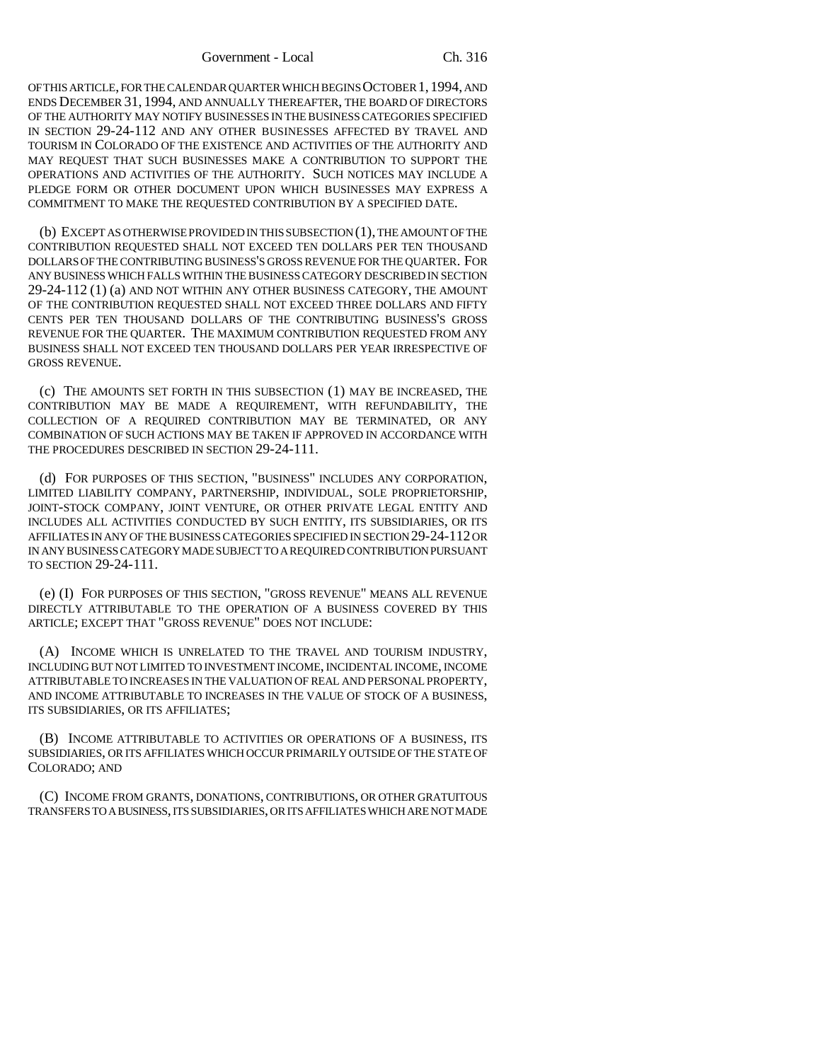OF THIS ARTICLE, FOR THE CALENDAR QUARTER WHICH BEGINS OCTOBER 1, 1994, AND ENDS DECEMBER 31, 1994, AND ANNUALLY THEREAFTER, THE BOARD OF DIRECTORS OF THE AUTHORITY MAY NOTIFY BUSINESSES IN THE BUSINESS CATEGORIES SPECIFIED IN SECTION 29-24-112 AND ANY OTHER BUSINESSES AFFECTED BY TRAVEL AND TOURISM IN COLORADO OF THE EXISTENCE AND ACTIVITIES OF THE AUTHORITY AND MAY REQUEST THAT SUCH BUSINESSES MAKE A CONTRIBUTION TO SUPPORT THE OPERATIONS AND ACTIVITIES OF THE AUTHORITY. SUCH NOTICES MAY INCLUDE A PLEDGE FORM OR OTHER DOCUMENT UPON WHICH BUSINESSES MAY EXPRESS A COMMITMENT TO MAKE THE REQUESTED CONTRIBUTION BY A SPECIFIED DATE.

(b) EXCEPT AS OTHERWISE PROVIDED IN THIS SUBSECTION (1), THE AMOUNT OF THE CONTRIBUTION REQUESTED SHALL NOT EXCEED TEN DOLLARS PER TEN THOUSAND DOLLARS OF THE CONTRIBUTING BUSINESS'S GROSS REVENUE FOR THE QUARTER. FOR ANY BUSINESS WHICH FALLS WITHIN THE BUSINESS CATEGORY DESCRIBED IN SECTION 29-24-112 (1) (a) AND NOT WITHIN ANY OTHER BUSINESS CATEGORY, THE AMOUNT OF THE CONTRIBUTION REQUESTED SHALL NOT EXCEED THREE DOLLARS AND FIFTY CENTS PER TEN THOUSAND DOLLARS OF THE CONTRIBUTING BUSINESS'S GROSS REVENUE FOR THE QUARTER. THE MAXIMUM CONTRIBUTION REQUESTED FROM ANY BUSINESS SHALL NOT EXCEED TEN THOUSAND DOLLARS PER YEAR IRRESPECTIVE OF GROSS REVENUE.

(c) THE AMOUNTS SET FORTH IN THIS SUBSECTION (1) MAY BE INCREASED, THE CONTRIBUTION MAY BE MADE A REQUIREMENT, WITH REFUNDABILITY, THE COLLECTION OF A REQUIRED CONTRIBUTION MAY BE TERMINATED, OR ANY COMBINATION OF SUCH ACTIONS MAY BE TAKEN IF APPROVED IN ACCORDANCE WITH THE PROCEDURES DESCRIBED IN SECTION 29-24-111.

(d) FOR PURPOSES OF THIS SECTION, "BUSINESS" INCLUDES ANY CORPORATION, LIMITED LIABILITY COMPANY, PARTNERSHIP, INDIVIDUAL, SOLE PROPRIETORSHIP, JOINT-STOCK COMPANY, JOINT VENTURE, OR OTHER PRIVATE LEGAL ENTITY AND INCLUDES ALL ACTIVITIES CONDUCTED BY SUCH ENTITY, ITS SUBSIDIARIES, OR ITS AFFILIATES IN ANY OF THE BUSINESS CATEGORIES SPECIFIED IN SECTION 29-24-112 OR IN ANY BUSINESS CATEGORY MADE SUBJECT TO A REQUIRED CONTRIBUTION PURSUANT TO SECTION 29-24-111.

(e) (I) FOR PURPOSES OF THIS SECTION, "GROSS REVENUE" MEANS ALL REVENUE DIRECTLY ATTRIBUTABLE TO THE OPERATION OF A BUSINESS COVERED BY THIS ARTICLE; EXCEPT THAT "GROSS REVENUE" DOES NOT INCLUDE:

(A) INCOME WHICH IS UNRELATED TO THE TRAVEL AND TOURISM INDUSTRY, INCLUDING BUT NOT LIMITED TO INVESTMENT INCOME, INCIDENTAL INCOME, INCOME ATTRIBUTABLE TO INCREASES IN THE VALUATION OF REAL AND PERSONAL PROPERTY, AND INCOME ATTRIBUTABLE TO INCREASES IN THE VALUE OF STOCK OF A BUSINESS, ITS SUBSIDIARIES, OR ITS AFFILIATES;

(B) INCOME ATTRIBUTABLE TO ACTIVITIES OR OPERATIONS OF A BUSINESS, ITS SUBSIDIARIES, OR ITS AFFILIATES WHICH OCCUR PRIMARILY OUTSIDE OF THE STATE OF COLORADO; AND

(C) INCOME FROM GRANTS, DONATIONS, CONTRIBUTIONS, OR OTHER GRATUITOUS TRANSFERS TO A BUSINESS, ITS SUBSIDIARIES, OR ITS AFFILIATES WHICH ARE NOT MADE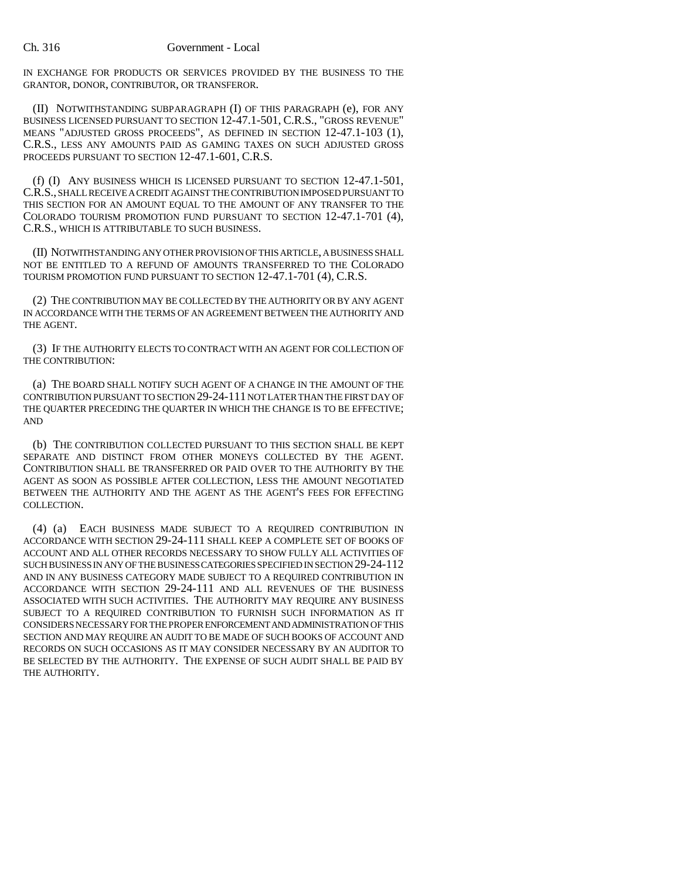IN EXCHANGE FOR PRODUCTS OR SERVICES PROVIDED BY THE BUSINESS TO THE GRANTOR, DONOR, CONTRIBUTOR, OR TRANSFEROR.

(II) NOTWITHSTANDING SUBPARAGRAPH (I) OF THIS PARAGRAPH (e), FOR ANY BUSINESS LICENSED PURSUANT TO SECTION 12-47.1-501, C.R.S., "GROSS REVENUE" MEANS "ADJUSTED GROSS PROCEEDS", AS DEFINED IN SECTION 12-47.1-103 (1), C.R.S., LESS ANY AMOUNTS PAID AS GAMING TAXES ON SUCH ADJUSTED GROSS PROCEEDS PURSUANT TO SECTION 12-47.1-601, C.R.S.

(f) (I) ANY BUSINESS WHICH IS LICENSED PURSUANT TO SECTION 12-47.1-501, C.R.S., SHALL RECEIVE A CREDIT AGAINST THE CONTRIBUTION IMPOSED PURSUANT TO THIS SECTION FOR AN AMOUNT EQUAL TO THE AMOUNT OF ANY TRANSFER TO THE COLORADO TOURISM PROMOTION FUND PURSUANT TO SECTION 12-47.1-701 (4), C.R.S., WHICH IS ATTRIBUTABLE TO SUCH BUSINESS.

(II) NOTWITHSTANDING ANY OTHER PROVISION OF THIS ARTICLE, A BUSINESS SHALL NOT BE ENTITLED TO A REFUND OF AMOUNTS TRANSFERRED TO THE COLORADO TOURISM PROMOTION FUND PURSUANT TO SECTION 12-47.1-701 (4), C.R.S.

(2) THE CONTRIBUTION MAY BE COLLECTED BY THE AUTHORITY OR BY ANY AGENT IN ACCORDANCE WITH THE TERMS OF AN AGREEMENT BETWEEN THE AUTHORITY AND THE AGENT.

(3) IF THE AUTHORITY ELECTS TO CONTRACT WITH AN AGENT FOR COLLECTION OF THE CONTRIBUTION:

(a) THE BOARD SHALL NOTIFY SUCH AGENT OF A CHANGE IN THE AMOUNT OF THE CONTRIBUTION PURSUANT TO SECTION 29-24-111 NOT LATER THAN THE FIRST DAY OF THE QUARTER PRECEDING THE QUARTER IN WHICH THE CHANGE IS TO BE EFFECTIVE; AND

(b) THE CONTRIBUTION COLLECTED PURSUANT TO THIS SECTION SHALL BE KEPT SEPARATE AND DISTINCT FROM OTHER MONEYS COLLECTED BY THE AGENT. CONTRIBUTION SHALL BE TRANSFERRED OR PAID OVER TO THE AUTHORITY BY THE AGENT AS SOON AS POSSIBLE AFTER COLLECTION, LESS THE AMOUNT NEGOTIATED BETWEEN THE AUTHORITY AND THE AGENT AS THE AGENT'S FEES FOR EFFECTING COLLECTION.

(4) (a) EACH BUSINESS MADE SUBJECT TO A REQUIRED CONTRIBUTION IN ACCORDANCE WITH SECTION 29-24-111 SHALL KEEP A COMPLETE SET OF BOOKS OF ACCOUNT AND ALL OTHER RECORDS NECESSARY TO SHOW FULLY ALL ACTIVITIES OF SUCH BUSINESS IN ANY OF THE BUSINESS CATEGORIES SPECIFIED IN SECTION 29-24-112 AND IN ANY BUSINESS CATEGORY MADE SUBJECT TO A REQUIRED CONTRIBUTION IN ACCORDANCE WITH SECTION 29-24-111 AND ALL REVENUES OF THE BUSINESS ASSOCIATED WITH SUCH ACTIVITIES. THE AUTHORITY MAY REQUIRE ANY BUSINESS SUBJECT TO A REQUIRED CONTRIBUTION TO FURNISH SUCH INFORMATION AS IT CONSIDERS NECESSARY FOR THE PROPER ENFORCEMENT AND ADMINISTRATION OF THIS SECTION AND MAY REQUIRE AN AUDIT TO BE MADE OF SUCH BOOKS OF ACCOUNT AND RECORDS ON SUCH OCCASIONS AS IT MAY CONSIDER NECESSARY BY AN AUDITOR TO BE SELECTED BY THE AUTHORITY. THE EXPENSE OF SUCH AUDIT SHALL BE PAID BY THE AUTHORITY.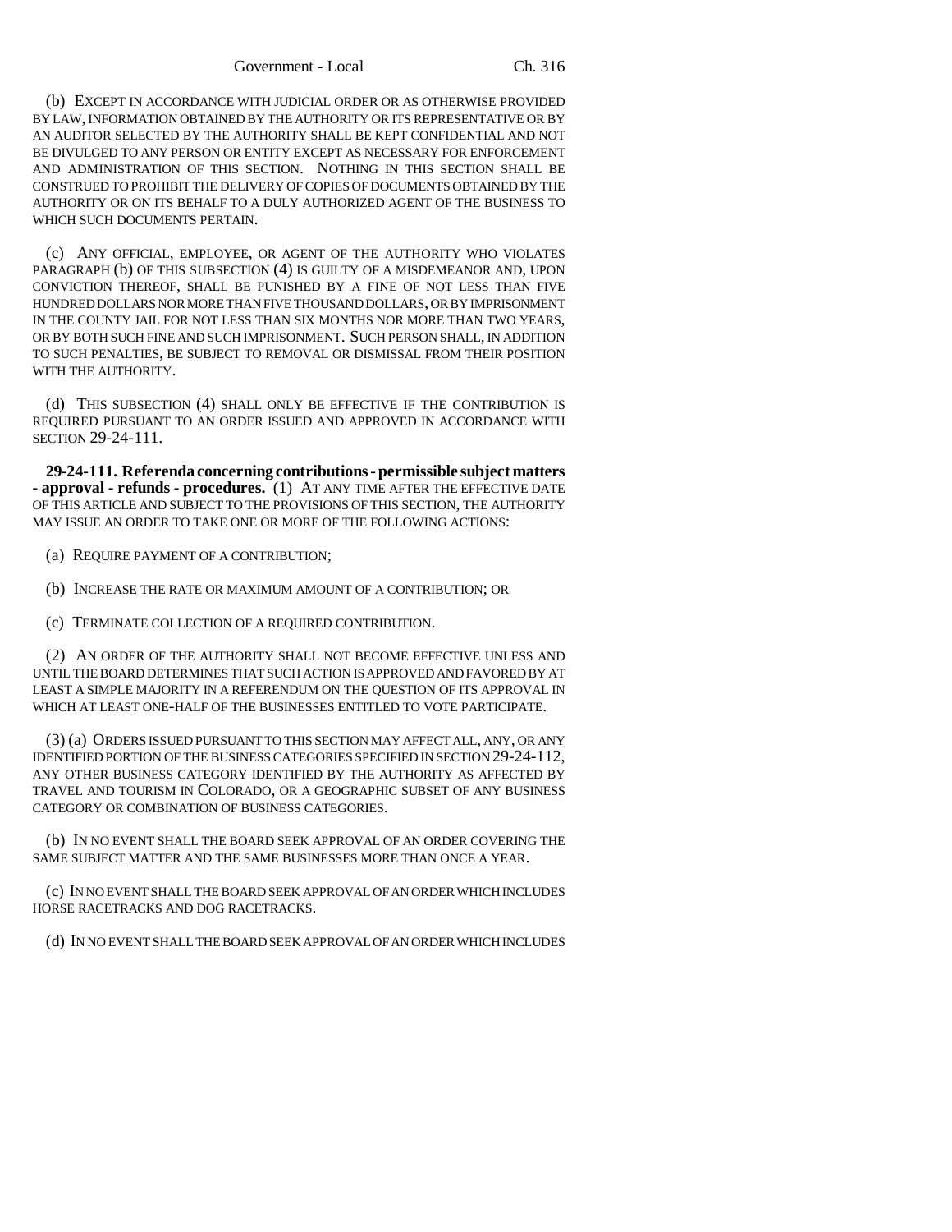(b) EXCEPT IN ACCORDANCE WITH JUDICIAL ORDER OR AS OTHERWISE PROVIDED BY LAW, INFORMATION OBTAINED BY THE AUTHORITY OR ITS REPRESENTATIVE OR BY AN AUDITOR SELECTED BY THE AUTHORITY SHALL BE KEPT CONFIDENTIAL AND NOT BE DIVULGED TO ANY PERSON OR ENTITY EXCEPT AS NECESSARY FOR ENFORCEMENT AND ADMINISTRATION OF THIS SECTION. NOTHING IN THIS SECTION SHALL BE CONSTRUED TO PROHIBIT THE DELIVERY OF COPIES OF DOCUMENTS OBTAINED BY THE AUTHORITY OR ON ITS BEHALF TO A DULY AUTHORIZED AGENT OF THE BUSINESS TO WHICH SUCH DOCUMENTS PERTAIN.

(c) ANY OFFICIAL, EMPLOYEE, OR AGENT OF THE AUTHORITY WHO VIOLATES PARAGRAPH (b) OF THIS SUBSECTION (4) IS GUILTY OF A MISDEMEANOR AND, UPON CONVICTION THEREOF, SHALL BE PUNISHED BY A FINE OF NOT LESS THAN FIVE HUNDRED DOLLARS NOR MORE THAN FIVE THOUSAND DOLLARS, OR BY IMPRISONMENT IN THE COUNTY JAIL FOR NOT LESS THAN SIX MONTHS NOR MORE THAN TWO YEARS, OR BY BOTH SUCH FINE AND SUCH IMPRISONMENT. SUCH PERSON SHALL, IN ADDITION TO SUCH PENALTIES, BE SUBJECT TO REMOVAL OR DISMISSAL FROM THEIR POSITION WITH THE AUTHORITY.

(d) THIS SUBSECTION (4) SHALL ONLY BE EFFECTIVE IF THE CONTRIBUTION IS REQUIRED PURSUANT TO AN ORDER ISSUED AND APPROVED IN ACCORDANCE WITH SECTION 29-24-111.

**29-24-111. Referenda concerning contributions - permissible subject matters - approval - refunds - procedures.** (1) AT ANY TIME AFTER THE EFFECTIVE DATE OF THIS ARTICLE AND SUBJECT TO THE PROVISIONS OF THIS SECTION, THE AUTHORITY MAY ISSUE AN ORDER TO TAKE ONE OR MORE OF THE FOLLOWING ACTIONS:

(a) REQUIRE PAYMENT OF A CONTRIBUTION;

(b) INCREASE THE RATE OR MAXIMUM AMOUNT OF A CONTRIBUTION; OR

(c) TERMINATE COLLECTION OF A REQUIRED CONTRIBUTION.

(2) AN ORDER OF THE AUTHORITY SHALL NOT BECOME EFFECTIVE UNLESS AND UNTIL THE BOARD DETERMINES THAT SUCH ACTION IS APPROVED AND FAVORED BY AT LEAST A SIMPLE MAJORITY IN A REFERENDUM ON THE QUESTION OF ITS APPROVAL IN WHICH AT LEAST ONE-HALF OF THE BUSINESSES ENTITLED TO VOTE PARTICIPATE.

(3) (a) ORDERS ISSUED PURSUANT TO THIS SECTION MAY AFFECT ALL, ANY, OR ANY IDENTIFIED PORTION OF THE BUSINESS CATEGORIES SPECIFIED IN SECTION 29-24-112, ANY OTHER BUSINESS CATEGORY IDENTIFIED BY THE AUTHORITY AS AFFECTED BY TRAVEL AND TOURISM IN COLORADO, OR A GEOGRAPHIC SUBSET OF ANY BUSINESS CATEGORY OR COMBINATION OF BUSINESS CATEGORIES.

(b) IN NO EVENT SHALL THE BOARD SEEK APPROVAL OF AN ORDER COVERING THE SAME SUBJECT MATTER AND THE SAME BUSINESSES MORE THAN ONCE A YEAR.

(c) IN NO EVENT SHALL THE BOARD SEEK APPROVAL OF AN ORDER WHICH INCLUDES HORSE RACETRACKS AND DOG RACETRACKS.

(d) IN NO EVENT SHALL THE BOARD SEEK APPROVAL OF AN ORDER WHICH INCLUDES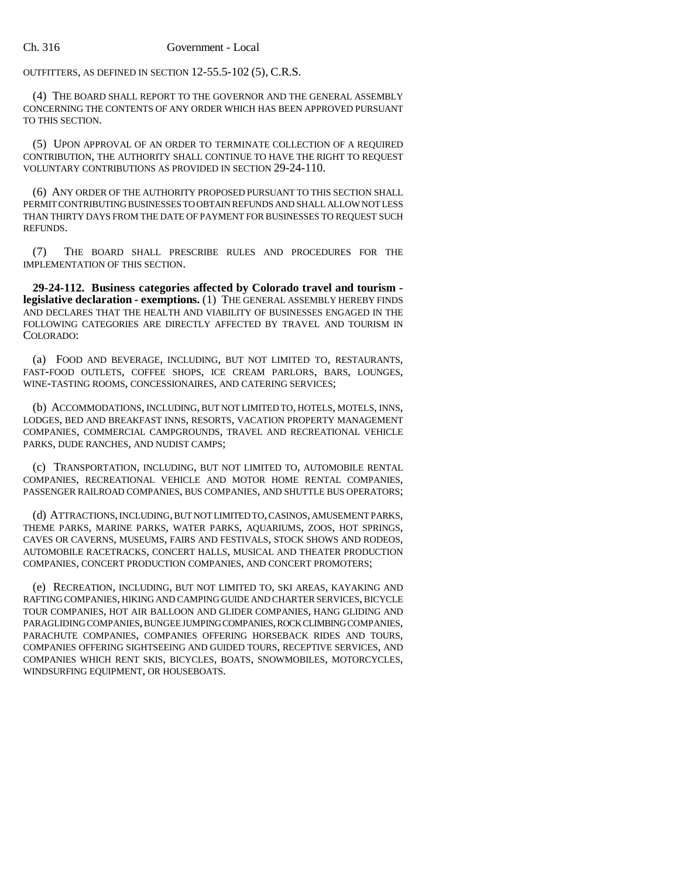OUTFITTERS, AS DEFINED IN SECTION 12-55.5-102 (5), C.R.S.

(4) THE BOARD SHALL REPORT TO THE GOVERNOR AND THE GENERAL ASSEMBLY CONCERNING THE CONTENTS OF ANY ORDER WHICH HAS BEEN APPROVED PURSUANT TO THIS SECTION.

(5) UPON APPROVAL OF AN ORDER TO TERMINATE COLLECTION OF A REQUIRED CONTRIBUTION, THE AUTHORITY SHALL CONTINUE TO HAVE THE RIGHT TO REQUEST VOLUNTARY CONTRIBUTIONS AS PROVIDED IN SECTION 29-24-110.

(6) ANY ORDER OF THE AUTHORITY PROPOSED PURSUANT TO THIS SECTION SHALL PERMIT CONTRIBUTING BUSINESSES TO OBTAIN REFUNDS AND SHALL ALLOW NOT LESS THAN THIRTY DAYS FROM THE DATE OF PAYMENT FOR BUSINESSES TO REQUEST SUCH REFUNDS.

(7) THE BOARD SHALL PRESCRIBE RULES AND PROCEDURES FOR THE IMPLEMENTATION OF THIS SECTION.

**29-24-112. Business categories affected by Colorado travel and tourism - legislative declaration - exemptions.** (1) THE GENERAL ASSEMBLY HEREBY FINDS AND DECLARES THAT THE HEALTH AND VIABILITY OF BUSINESSES ENGAGED IN THE FOLLOWING CATEGORIES ARE DIRECTLY AFFECTED BY TRAVEL AND TOURISM IN COLORADO:

(a) FOOD AND BEVERAGE, INCLUDING, BUT NOT LIMITED TO, RESTAURANTS, FAST-FOOD OUTLETS, COFFEE SHOPS, ICE CREAM PARLORS, BARS, LOUNGES, WINE-TASTING ROOMS, CONCESSIONAIRES, AND CATERING SERVICES;

(b) ACCOMMODATIONS, INCLUDING, BUT NOT LIMITED TO, HOTELS, MOTELS, INNS, LODGES, BED AND BREAKFAST INNS, RESORTS, VACATION PROPERTY MANAGEMENT COMPANIES, COMMERCIAL CAMPGROUNDS, TRAVEL AND RECREATIONAL VEHICLE PARKS, DUDE RANCHES, AND NUDIST CAMPS;

(c) TRANSPORTATION, INCLUDING, BUT NOT LIMITED TO, AUTOMOBILE RENTAL COMPANIES, RECREATIONAL VEHICLE AND MOTOR HOME RENTAL COMPANIES, PASSENGER RAILROAD COMPANIES, BUS COMPANIES, AND SHUTTLE BUS OPERATORS;

(d) ATTRACTIONS, INCLUDING, BUT NOT LIMITED TO, CASINOS, AMUSEMENT PARKS, THEME PARKS, MARINE PARKS, WATER PARKS, AQUARIUMS, ZOOS, HOT SPRINGS, CAVES OR CAVERNS, MUSEUMS, FAIRS AND FESTIVALS, STOCK SHOWS AND RODEOS, AUTOMOBILE RACETRACKS, CONCERT HALLS, MUSICAL AND THEATER PRODUCTION COMPANIES, CONCERT PRODUCTION COMPANIES, AND CONCERT PROMOTERS;

(e) RECREATION, INCLUDING, BUT NOT LIMITED TO, SKI AREAS, KAYAKING AND RAFTING COMPANIES, HIKING AND CAMPING GUIDE AND CHARTER SERVICES, BICYCLE TOUR COMPANIES, HOT AIR BALLOON AND GLIDER COMPANIES, HANG GLIDING AND PARAGLIDING COMPANIES, BUNGEE JUMPING COMPANIES, ROCK CLIMBING COMPANIES, PARACHUTE COMPANIES, COMPANIES OFFERING HORSEBACK RIDES AND TOURS, COMPANIES OFFERING SIGHTSEEING AND GUIDED TOURS, RECEPTIVE SERVICES, AND COMPANIES WHICH RENT SKIS, BICYCLES, BOATS, SNOWMOBILES, MOTORCYCLES, WINDSURFING EQUIPMENT, OR HOUSEBOATS.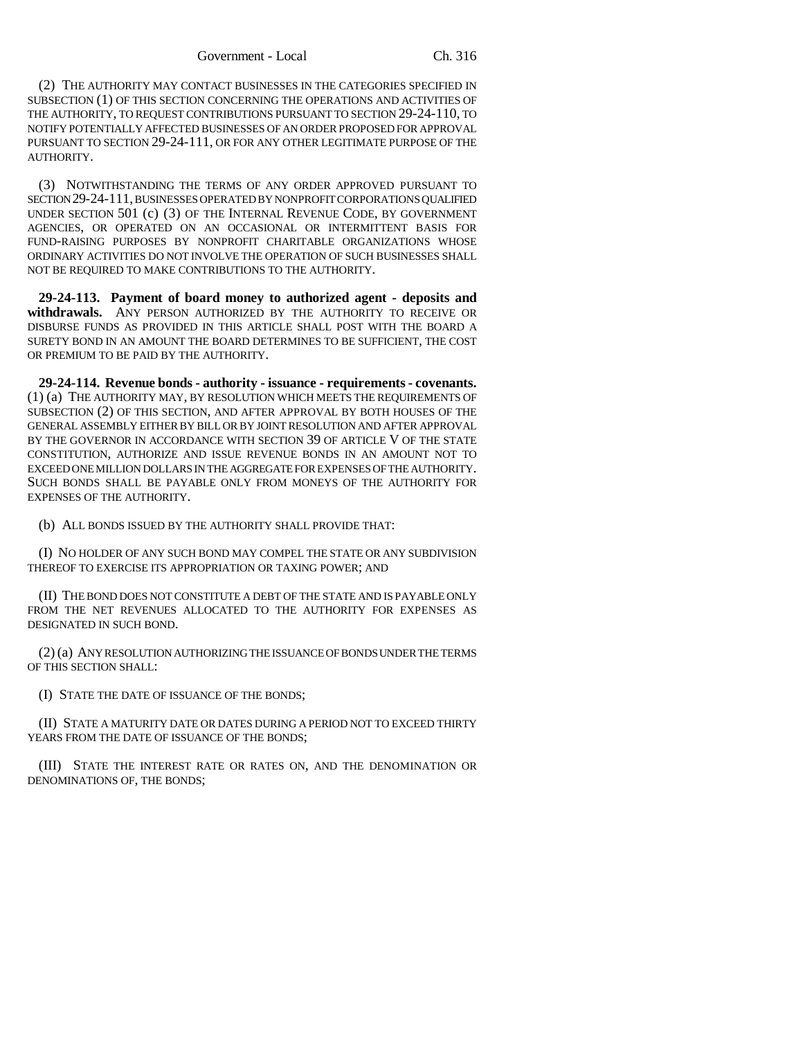(2) THE AUTHORITY MAY CONTACT BUSINESSES IN THE CATEGORIES SPECIFIED IN SUBSECTION (1) OF THIS SECTION CONCERNING THE OPERATIONS AND ACTIVITIES OF THE AUTHORITY, TO REQUEST CONTRIBUTIONS PURSUANT TO SECTION 29-24-110, TO NOTIFY POTENTIALLY AFFECTED BUSINESSES OF AN ORDER PROPOSED FOR APPROVAL PURSUANT TO SECTION 29-24-111, OR FOR ANY OTHER LEGITIMATE PURPOSE OF THE AUTHORITY.

(3) NOTWITHSTANDING THE TERMS OF ANY ORDER APPROVED PURSUANT TO SECTION 29-24-111, BUSINESSES OPERATED BY NONPROFIT CORPORATIONS QUALIFIED UNDER SECTION 501 (c) (3) OF THE INTERNAL REVENUE CODE, BY GOVERNMENT AGENCIES, OR OPERATED ON AN OCCASIONAL OR INTERMITTENT BASIS FOR FUND-RAISING PURPOSES BY NONPROFIT CHARITABLE ORGANIZATIONS WHOSE ORDINARY ACTIVITIES DO NOT INVOLVE THE OPERATION OF SUCH BUSINESSES SHALL NOT BE REQUIRED TO MAKE CONTRIBUTIONS TO THE AUTHORITY.

**29-24-113. Payment of board money to authorized agent - deposits and withdrawals.** ANY PERSON AUTHORIZED BY THE AUTHORITY TO RECEIVE OR DISBURSE FUNDS AS PROVIDED IN THIS ARTICLE SHALL POST WITH THE BOARD A SURETY BOND IN AN AMOUNT THE BOARD DETERMINES TO BE SUFFICIENT, THE COST OR PREMIUM TO BE PAID BY THE AUTHORITY.

**29-24-114. Revenue bonds - authority - issuance - requirements - covenants.** (1) (a) THE AUTHORITY MAY, BY RESOLUTION WHICH MEETS THE REQUIREMENTS OF SUBSECTION (2) OF THIS SECTION, AND AFTER APPROVAL BY BOTH HOUSES OF THE GENERAL ASSEMBLY EITHER BY BILL OR BY JOINT RESOLUTION AND AFTER APPROVAL BY THE GOVERNOR IN ACCORDANCE WITH SECTION 39 OF ARTICLE V OF THE STATE CONSTITUTION, AUTHORIZE AND ISSUE REVENUE BONDS IN AN AMOUNT NOT TO EXCEED ONE MILLION DOLLARS IN THE AGGREGATE FOR EXPENSES OF THE AUTHORITY. SUCH BONDS SHALL BE PAYABLE ONLY FROM MONEYS OF THE AUTHORITY FOR EXPENSES OF THE AUTHORITY.

(b) ALL BONDS ISSUED BY THE AUTHORITY SHALL PROVIDE THAT:

(I) NO HOLDER OF ANY SUCH BOND MAY COMPEL THE STATE OR ANY SUBDIVISION THEREOF TO EXERCISE ITS APPROPRIATION OR TAXING POWER; AND

(II) THE BOND DOES NOT CONSTITUTE A DEBT OF THE STATE AND IS PAYABLE ONLY FROM THE NET REVENUES ALLOCATED TO THE AUTHORITY FOR EXPENSES AS DESIGNATED IN SUCH BOND.

(2) (a) ANY RESOLUTION AUTHORIZING THE ISSUANCE OF BONDS UNDER THE TERMS OF THIS SECTION SHALL:

(I) STATE THE DATE OF ISSUANCE OF THE BONDS;

(II) STATE A MATURITY DATE OR DATES DURING A PERIOD NOT TO EXCEED THIRTY YEARS FROM THE DATE OF ISSUANCE OF THE BONDS;

(III) STATE THE INTEREST RATE OR RATES ON, AND THE DENOMINATION OR DENOMINATIONS OF, THE BONDS;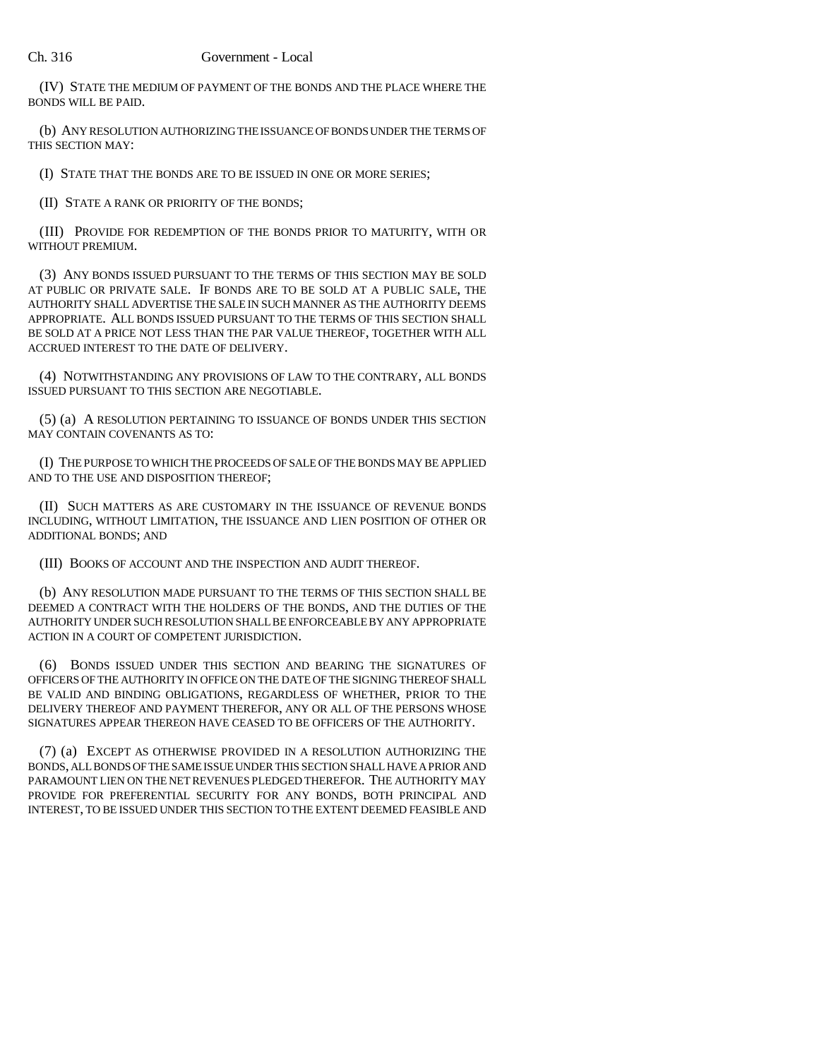(IV) STATE THE MEDIUM OF PAYMENT OF THE BONDS AND THE PLACE WHERE THE BONDS WILL BE PAID.

(b) ANY RESOLUTION AUTHORIZING THE ISSUANCE OF BONDS UNDER THE TERMS OF THIS SECTION MAY:

(I) STATE THAT THE BONDS ARE TO BE ISSUED IN ONE OR MORE SERIES;

(II) STATE A RANK OR PRIORITY OF THE BONDS;

(III) PROVIDE FOR REDEMPTION OF THE BONDS PRIOR TO MATURITY, WITH OR WITHOUT PREMIUM.

(3) ANY BONDS ISSUED PURSUANT TO THE TERMS OF THIS SECTION MAY BE SOLD AT PUBLIC OR PRIVATE SALE. IF BONDS ARE TO BE SOLD AT A PUBLIC SALE, THE AUTHORITY SHALL ADVERTISE THE SALE IN SUCH MANNER AS THE AUTHORITY DEEMS APPROPRIATE. ALL BONDS ISSUED PURSUANT TO THE TERMS OF THIS SECTION SHALL BE SOLD AT A PRICE NOT LESS THAN THE PAR VALUE THEREOF, TOGETHER WITH ALL ACCRUED INTEREST TO THE DATE OF DELIVERY.

(4) NOTWITHSTANDING ANY PROVISIONS OF LAW TO THE CONTRARY, ALL BONDS ISSUED PURSUANT TO THIS SECTION ARE NEGOTIABLE.

(5) (a) A RESOLUTION PERTAINING TO ISSUANCE OF BONDS UNDER THIS SECTION MAY CONTAIN COVENANTS AS TO:

(I) THE PURPOSE TO WHICH THE PROCEEDS OF SALE OF THE BONDS MAY BE APPLIED AND TO THE USE AND DISPOSITION THEREOF;

(II) SUCH MATTERS AS ARE CUSTOMARY IN THE ISSUANCE OF REVENUE BONDS INCLUDING, WITHOUT LIMITATION, THE ISSUANCE AND LIEN POSITION OF OTHER OR ADDITIONAL BONDS; AND

(III) BOOKS OF ACCOUNT AND THE INSPECTION AND AUDIT THEREOF.

(b) ANY RESOLUTION MADE PURSUANT TO THE TERMS OF THIS SECTION SHALL BE DEEMED A CONTRACT WITH THE HOLDERS OF THE BONDS, AND THE DUTIES OF THE AUTHORITY UNDER SUCH RESOLUTION SHALL BE ENFORCEABLE BY ANY APPROPRIATE ACTION IN A COURT OF COMPETENT JURISDICTION.

(6) BONDS ISSUED UNDER THIS SECTION AND BEARING THE SIGNATURES OF OFFICERS OF THE AUTHORITY IN OFFICE ON THE DATE OF THE SIGNING THEREOF SHALL BE VALID AND BINDING OBLIGATIONS, REGARDLESS OF WHETHER, PRIOR TO THE DELIVERY THEREOF AND PAYMENT THEREFOR, ANY OR ALL OF THE PERSONS WHOSE SIGNATURES APPEAR THEREON HAVE CEASED TO BE OFFICERS OF THE AUTHORITY.

(7) (a) EXCEPT AS OTHERWISE PROVIDED IN A RESOLUTION AUTHORIZING THE BONDS, ALL BONDS OF THE SAME ISSUE UNDER THIS SECTION SHALL HAVE A PRIOR AND PARAMOUNT LIEN ON THE NET REVENUES PLEDGED THEREFOR. THE AUTHORITY MAY PROVIDE FOR PREFERENTIAL SECURITY FOR ANY BONDS, BOTH PRINCIPAL AND INTEREST, TO BE ISSUED UNDER THIS SECTION TO THE EXTENT DEEMED FEASIBLE AND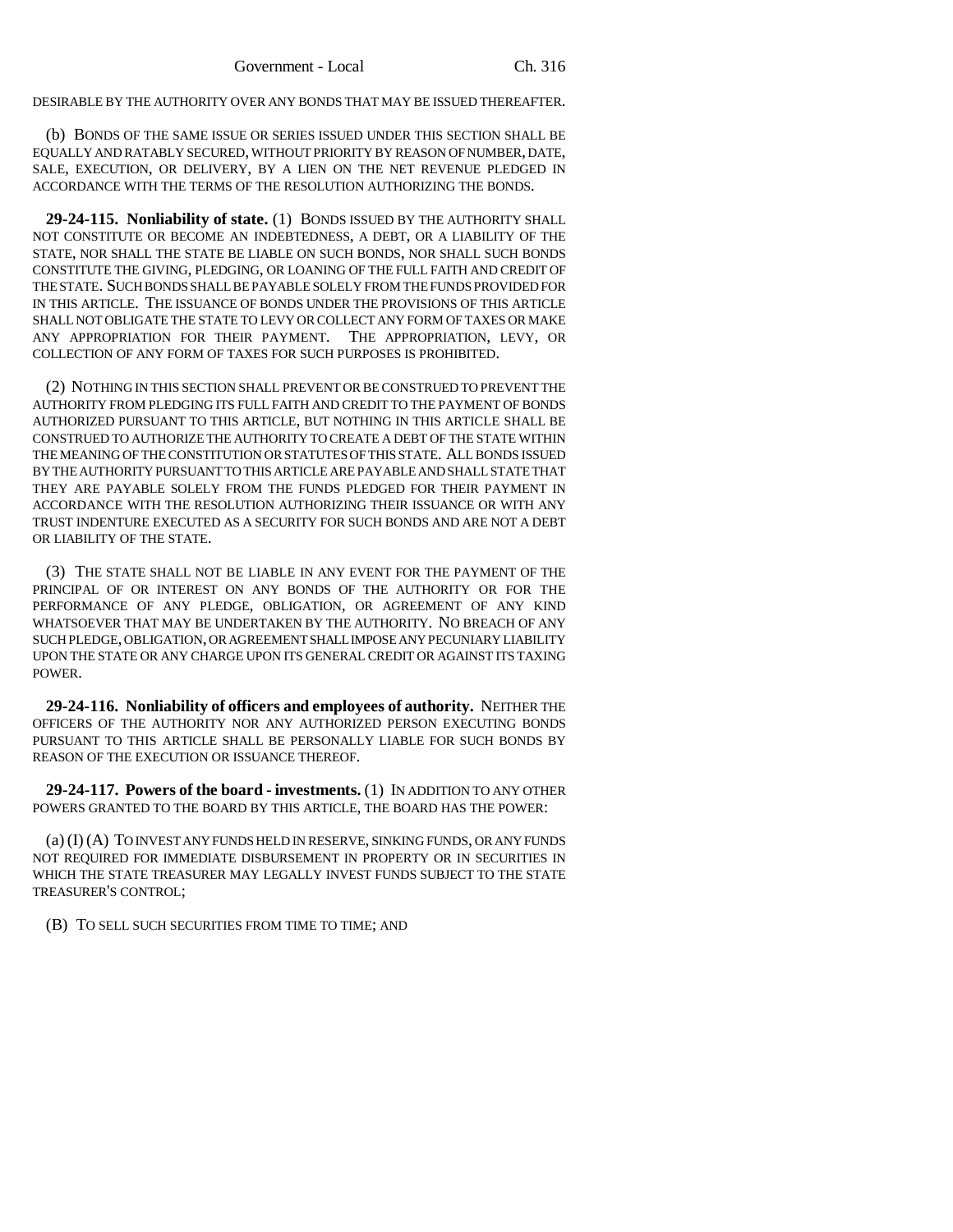DESIRABLE BY THE AUTHORITY OVER ANY BONDS THAT MAY BE ISSUED THEREAFTER.

(b) BONDS OF THE SAME ISSUE OR SERIES ISSUED UNDER THIS SECTION SHALL BE EQUALLY AND RATABLY SECURED, WITHOUT PRIORITY BY REASON OF NUMBER, DATE, SALE, EXECUTION, OR DELIVERY, BY A LIEN ON THE NET REVENUE PLEDGED IN ACCORDANCE WITH THE TERMS OF THE RESOLUTION AUTHORIZING THE BONDS.

**29-24-115. Nonliability of state.** (1) BONDS ISSUED BY THE AUTHORITY SHALL NOT CONSTITUTE OR BECOME AN INDEBTEDNESS, A DEBT, OR A LIABILITY OF THE STATE, NOR SHALL THE STATE BE LIABLE ON SUCH BONDS, NOR SHALL SUCH BONDS CONSTITUTE THE GIVING, PLEDGING, OR LOANING OF THE FULL FAITH AND CREDIT OF THE STATE. SUCH BONDS SHALL BE PAYABLE SOLELY FROM THE FUNDS PROVIDED FOR IN THIS ARTICLE. THE ISSUANCE OF BONDS UNDER THE PROVISIONS OF THIS ARTICLE SHALL NOT OBLIGATE THE STATE TO LEVY OR COLLECT ANY FORM OF TAXES OR MAKE ANY APPROPRIATION FOR THEIR PAYMENT. THE APPROPRIATION, LEVY, OR COLLECTION OF ANY FORM OF TAXES FOR SUCH PURPOSES IS PROHIBITED.

(2) NOTHING IN THIS SECTION SHALL PREVENT OR BE CONSTRUED TO PREVENT THE AUTHORITY FROM PLEDGING ITS FULL FAITH AND CREDIT TO THE PAYMENT OF BONDS AUTHORIZED PURSUANT TO THIS ARTICLE, BUT NOTHING IN THIS ARTICLE SHALL BE CONSTRUED TO AUTHORIZE THE AUTHORITY TO CREATE A DEBT OF THE STATE WITHIN THE MEANING OF THE CONSTITUTION OR STATUTES OF THIS STATE. ALL BONDS ISSUED BY THE AUTHORITY PURSUANT TO THIS ARTICLE ARE PAYABLE AND SHALL STATE THAT THEY ARE PAYABLE SOLELY FROM THE FUNDS PLEDGED FOR THEIR PAYMENT IN ACCORDANCE WITH THE RESOLUTION AUTHORIZING THEIR ISSUANCE OR WITH ANY TRUST INDENTURE EXECUTED AS A SECURITY FOR SUCH BONDS AND ARE NOT A DEBT OR LIABILITY OF THE STATE.

(3) THE STATE SHALL NOT BE LIABLE IN ANY EVENT FOR THE PAYMENT OF THE PRINCIPAL OF OR INTEREST ON ANY BONDS OF THE AUTHORITY OR FOR THE PERFORMANCE OF ANY PLEDGE, OBLIGATION, OR AGREEMENT OF ANY KIND WHATSOEVER THAT MAY BE UNDERTAKEN BY THE AUTHORITY. NO BREACH OF ANY SUCH PLEDGE, OBLIGATION, OR AGREEMENT SHALL IMPOSE ANY PECUNIARY LIABILITY UPON THE STATE OR ANY CHARGE UPON ITS GENERAL CREDIT OR AGAINST ITS TAXING POWER.

**29-24-116. Nonliability of officers and employees of authority.** NEITHER THE OFFICERS OF THE AUTHORITY NOR ANY AUTHORIZED PERSON EXECUTING BONDS PURSUANT TO THIS ARTICLE SHALL BE PERSONALLY LIABLE FOR SUCH BONDS BY REASON OF THE EXECUTION OR ISSUANCE THEREOF.

**29-24-117. Powers of the board - investments.** (1) IN ADDITION TO ANY OTHER POWERS GRANTED TO THE BOARD BY THIS ARTICLE, THE BOARD HAS THE POWER:

(a) (I) (A) TO INVEST ANY FUNDS HELD IN RESERVE, SINKING FUNDS, OR ANY FUNDS NOT REQUIRED FOR IMMEDIATE DISBURSEMENT IN PROPERTY OR IN SECURITIES IN WHICH THE STATE TREASURER MAY LEGALLY INVEST FUNDS SUBJECT TO THE STATE TREASURER'S CONTROL;

(B) TO SELL SUCH SECURITIES FROM TIME TO TIME; AND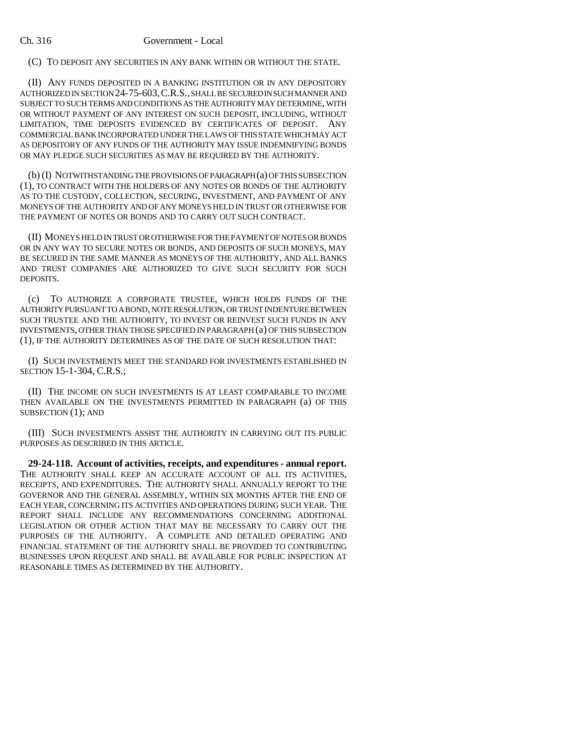(C) TO DEPOSIT ANY SECURITIES IN ANY BANK WITHIN OR WITHOUT THE STATE.

(II) ANY FUNDS DEPOSITED IN A BANKING INSTITUTION OR IN ANY DEPOSITORY AUTHORIZED IN SECTION 24-75-603, C.R.S., SHALL BE SECURED IN SUCH MANNER AND SUBJECT TO SUCH TERMS AND CONDITIONS AS THE AUTHORITY MAY DETERMINE, WITH OR WITHOUT PAYMENT OF ANY INTEREST ON SUCH DEPOSIT, INCLUDING, WITHOUT LIMITATION, TIME DEPOSITS EVIDENCED BY CERTIFICATES OF DEPOSIT. ANY COMMERCIAL BANK INCORPORATED UNDER THE LAWS OF THIS STATE WHICH MAY ACT AS DEPOSITORY OF ANY FUNDS OF THE AUTHORITY MAY ISSUE INDEMNIFYING BONDS OR MAY PLEDGE SUCH SECURITIES AS MAY BE REQUIRED BY THE AUTHORITY.

(b) (I) NOTWITHSTANDING THE PROVISIONS OF PARAGRAPH (a) OF THIS SUBSECTION (1), TO CONTRACT WITH THE HOLDERS OF ANY NOTES OR BONDS OF THE AUTHORITY AS TO THE CUSTODY, COLLECTION, SECURING, INVESTMENT, AND PAYMENT OF ANY MONEYS OF THE AUTHORITY AND OF ANY MONEYS HELD IN TRUST OR OTHERWISE FOR THE PAYMENT OF NOTES OR BONDS AND TO CARRY OUT SUCH CONTRACT.

(II) MONEYS HELD IN TRUST OR OTHERWISE FOR THE PAYMENT OF NOTES OR BONDS OR IN ANY WAY TO SECURE NOTES OR BONDS, AND DEPOSITS OF SUCH MONEYS, MAY BE SECURED IN THE SAME MANNER AS MONEYS OF THE AUTHORITY, AND ALL BANKS AND TRUST COMPANIES ARE AUTHORIZED TO GIVE SUCH SECURITY FOR SUCH DEPOSITS.

(c) TO AUTHORIZE A CORPORATE TRUSTEE, WHICH HOLDS FUNDS OF THE AUTHORITY PURSUANT TO A BOND, NOTE RESOLUTION, OR TRUST INDENTURE BETWEEN SUCH TRUSTEE AND THE AUTHORITY, TO INVEST OR REINVEST SUCH FUNDS IN ANY INVESTMENTS, OTHER THAN THOSE SPECIFIED IN PARAGRAPH (a) OF THIS SUBSECTION (1), IF THE AUTHORITY DETERMINES AS OF THE DATE OF SUCH RESOLUTION THAT:

(I) SUCH INVESTMENTS MEET THE STANDARD FOR INVESTMENTS ESTABLISHED IN SECTION 15-1-304, C.R.S.;

(II) THE INCOME ON SUCH INVESTMENTS IS AT LEAST COMPARABLE TO INCOME THEN AVAILABLE ON THE INVESTMENTS PERMITTED IN PARAGRAPH (a) OF THIS SUBSECTION (1); AND

(III) SUCH INVESTMENTS ASSIST THE AUTHORITY IN CARRYING OUT ITS PUBLIC PURPOSES AS DESCRIBED IN THIS ARTICLE.

**29-24-118. Account of activities, receipts, and expenditures - annual report.** THE AUTHORITY SHALL KEEP AN ACCURATE ACCOUNT OF ALL ITS ACTIVITIES, RECEIPTS, AND EXPENDITURES. THE AUTHORITY SHALL ANNUALLY REPORT TO THE GOVERNOR AND THE GENERAL ASSEMBLY, WITHIN SIX MONTHS AFTER THE END OF EACH YEAR, CONCERNING ITS ACTIVITIES AND OPERATIONS DURING SUCH YEAR. THE REPORT SHALL INCLUDE ANY RECOMMENDATIONS CONCERNING ADDITIONAL LEGISLATION OR OTHER ACTION THAT MAY BE NECESSARY TO CARRY OUT THE PURPOSES OF THE AUTHORITY. A COMPLETE AND DETAILED OPERATING AND FINANCIAL STATEMENT OF THE AUTHORITY SHALL BE PROVIDED TO CONTRIBUTING BUSINESSES UPON REQUEST AND SHALL BE AVAILABLE FOR PUBLIC INSPECTION AT REASONABLE TIMES AS DETERMINED BY THE AUTHORITY.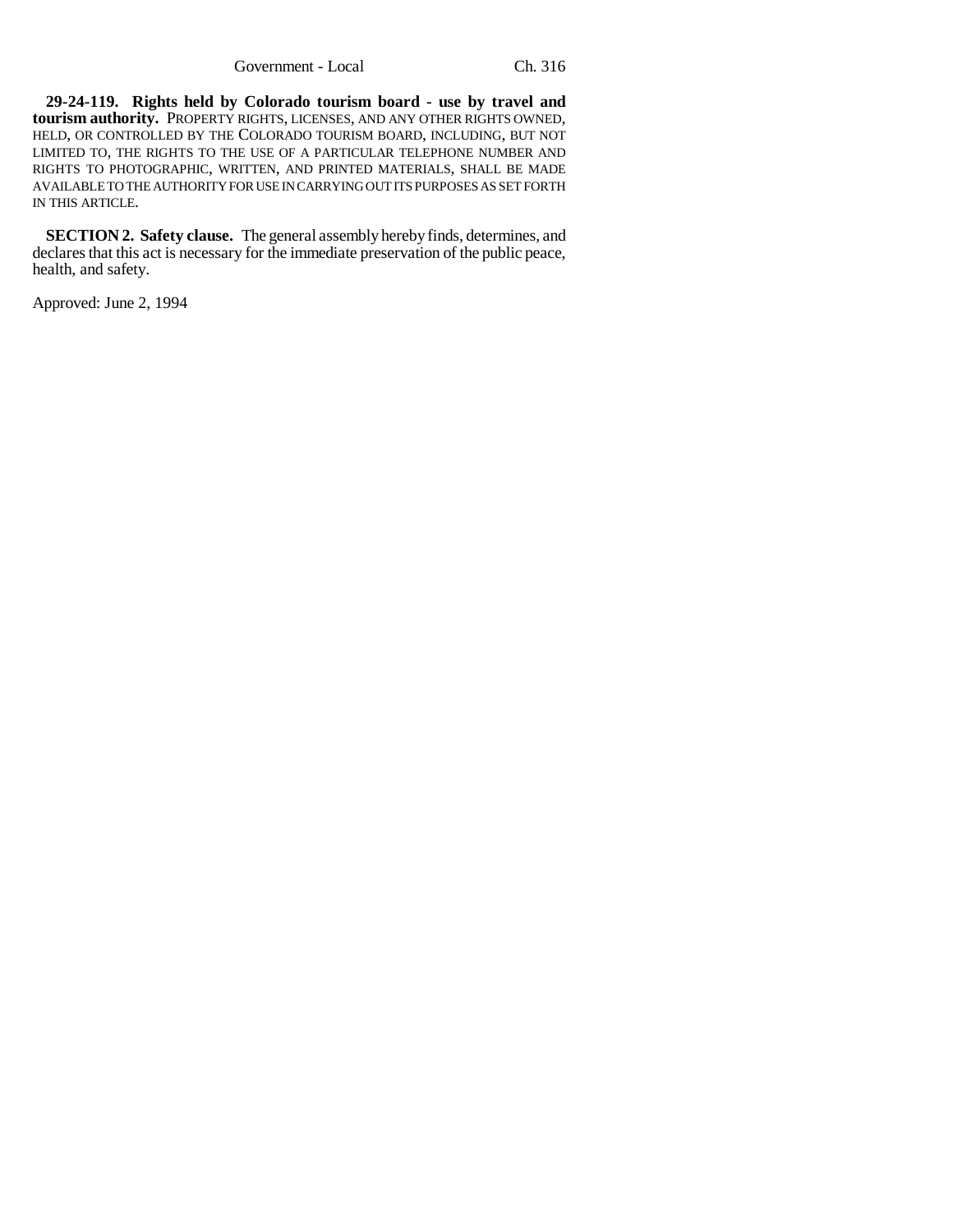**29-24-119. Rights held by Colorado tourism board - use by travel and tourism authority.** PROPERTY RIGHTS, LICENSES, AND ANY OTHER RIGHTS OWNED, HELD, OR CONTROLLED BY THE COLORADO TOURISM BOARD, INCLUDING, BUT NOT LIMITED TO, THE RIGHTS TO THE USE OF A PARTICULAR TELEPHONE NUMBER AND RIGHTS TO PHOTOGRAPHIC, WRITTEN, AND PRINTED MATERIALS, SHALL BE MADE AVAILABLE TO THE AUTHORITY FOR USE IN CARRYING OUT ITS PURPOSES AS SET FORTH IN THIS ARTICLE.

**SECTION 2. Safety clause.** The general assembly hereby finds, determines, and declares that this act is necessary for the immediate preservation of the public peace, health, and safety.

Approved: June 2, 1994